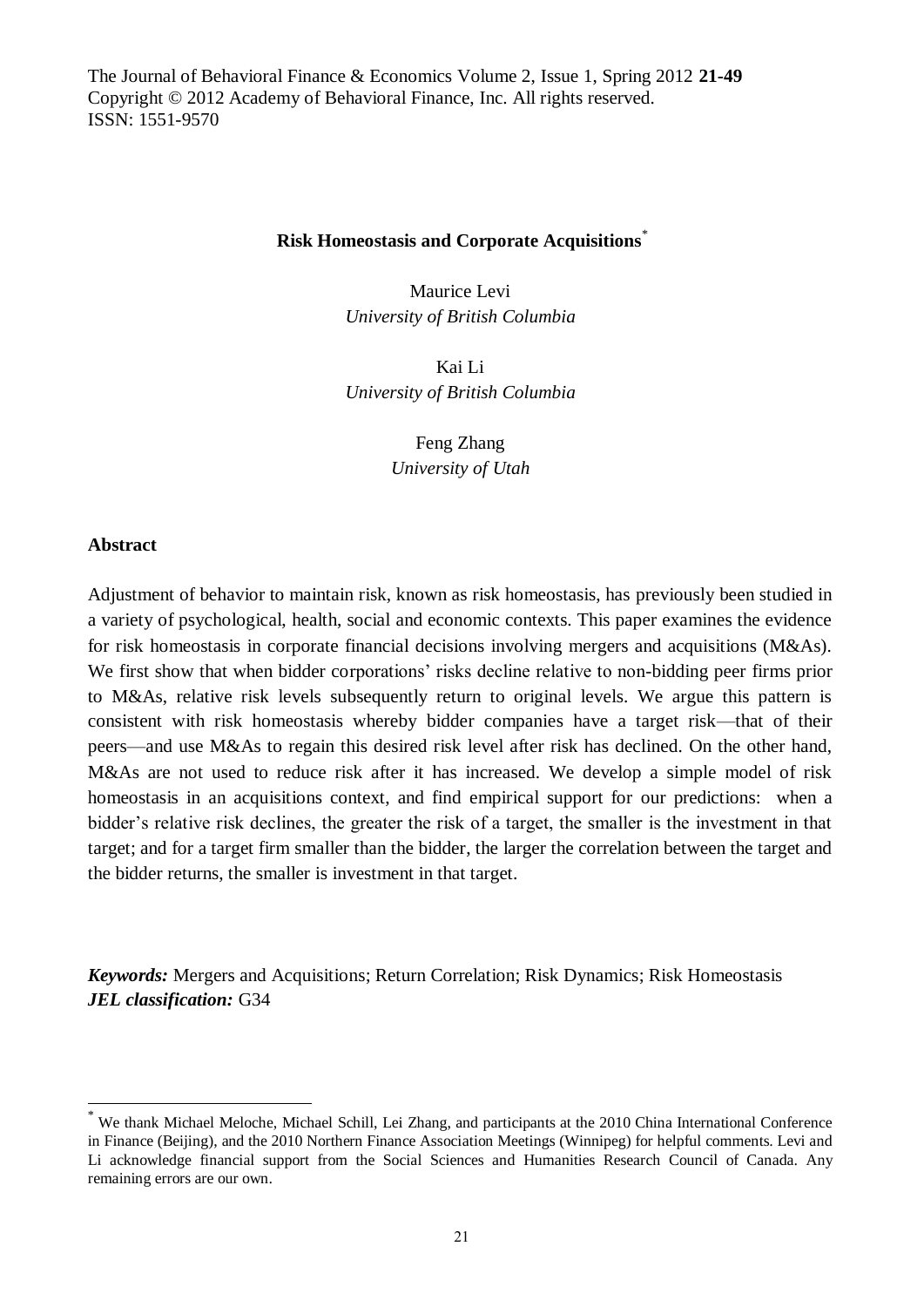# Risk Homeostasis and Corporate Acquisitions[*]

Maurice Levi
*University of British Columbia*

Kai Li
*University of British Columbia*

Feng Zhang
*University of Utah*

## Abstract

Adjustment of behavior to maintain risk, known as risk homeostasis, has previously been studied in a variety of psychological, health, social and economic contexts. This paper examines the evidence for risk homeostasis in corporate financial decisions involving mergers and acquisitions (M&As). We first show that when bidder corporations' risks decline relative to non-bidding peer firms prior to M&As, relative risk levels subsequently return to original levels. We argue this pattern is consistent with risk homeostasis whereby bidder companies have a target risk—that of their peers—and use M&As to regain this desired risk level after risk has declined. On the other hand, M&As are not used to reduce risk after it has increased. We develop a simple model of risk homeostasis in an acquisitions context, and find empirical support for our predictions: when a bidder's relative risk declines, the greater the risk of a target, the smaller is the investment in that target; and for a target firm smaller than the bidder, the larger the correlation between the target and the bidder returns, the smaller is investment in that target.

***Keywords:*** Mergers and Acquisitions; Return Correlation; Risk Dynamics; Risk Homeostasis
***JEL classification:*** G34

---

[*] We thank Michael Meloche, Michael Schill, Lei Zhang, and participants at the 2010 China International Conference in Finance (Beijing), and the 2010 Northern Finance Association Meetings (Winnipeg) for helpful comments. Levi and Li acknowledge financial support from the Social Sciences and Humanities Research Council of Canada. Any remaining errors are our own.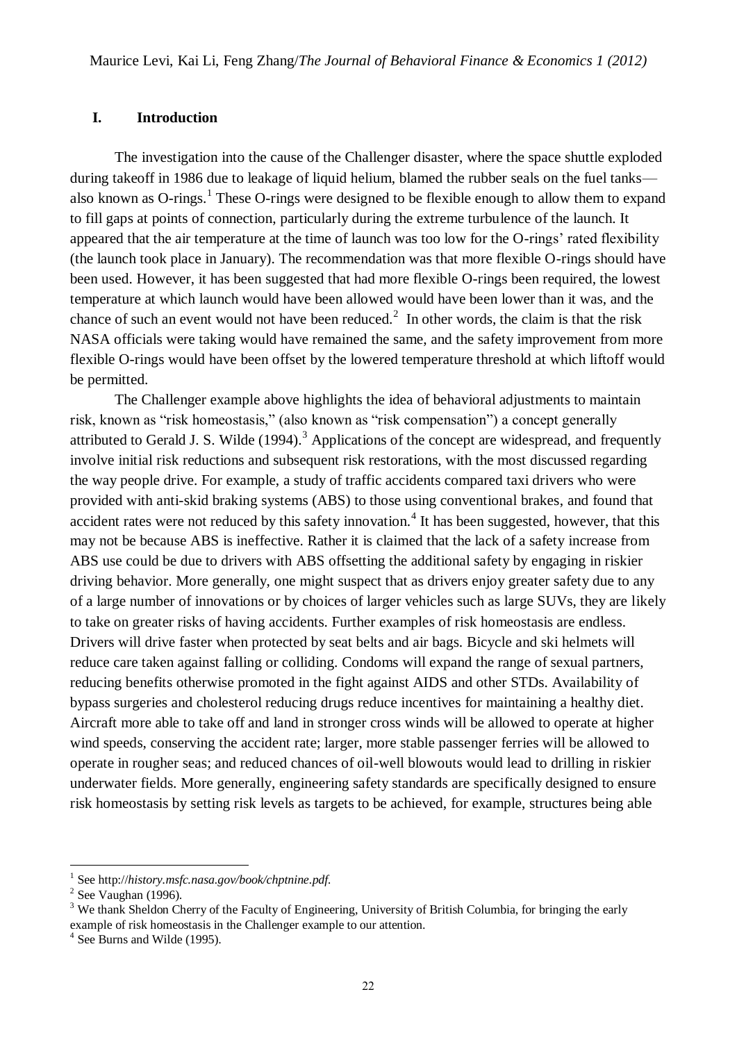## I. Introduction

The investigation into the cause of the Challenger disaster, where the space shuttle exploded during takeoff in 1986 due to leakage of liquid helium, blamed the rubber seals on the fuel tanks—also known as O-rings.[1] These O-rings were designed to be flexible enough to allow them to expand to fill gaps at points of connection, particularly during the extreme turbulence of the launch. It appeared that the air temperature at the time of launch was too low for the O-rings' rated flexibility (the launch took place in January). The recommendation was that more flexible O-rings should have been used. However, it has been suggested that had more flexible O-rings been required, the lowest temperature at which launch would have been allowed would have been lower than it was, and the chance of such an event would not have been reduced.[2] In other words, the claim is that the risk NASA officials were taking would have remained the same, and the safety improvement from more flexible O-rings would have been offset by the lowered temperature threshold at which liftoff would be permitted.

The Challenger example above highlights the idea of behavioral adjustments to maintain risk, known as "risk homeostasis," (also known as "risk compensation") a concept generally attributed to Gerald J. S. Wilde (1994).[3] Applications of the concept are widespread, and frequently involve initial risk reductions and subsequent risk restorations, with the most discussed regarding the way people drive. For example, a study of traffic accidents compared taxi drivers who were provided with anti-skid braking systems (ABS) to those using conventional brakes, and found that accident rates were not reduced by this safety innovation.[4] It has been suggested, however, that this may not be because ABS is ineffective. Rather it is claimed that the lack of a safety increase from ABS use could be due to drivers with ABS offsetting the additional safety by engaging in riskier driving behavior. More generally, one might suspect that as drivers enjoy greater safety due to any of a large number of innovations or by choices of larger vehicles such as large SUVs, they are likely to take on greater risks of having accidents. Further examples of risk homeostasis are endless. Drivers will drive faster when protected by seat belts and air bags. Bicycle and ski helmets will reduce care taken against falling or colliding. Condoms will expand the range of sexual partners, reducing benefits otherwise promoted in the fight against AIDS and other STDs. Availability of bypass surgeries and cholesterol reducing drugs reduce incentives for maintaining a healthy diet. Aircraft more able to take off and land in stronger cross winds will be allowed to operate at higher wind speeds, conserving the accident rate; larger, more stable passenger ferries will be allowed to operate in rougher seas; and reduced chances of oil-well blowouts would lead to drilling in riskier underwater fields. More generally, engineering safety standards are specifically designed to ensure risk homeostasis by setting risk levels as targets to be achieved, for example, structures being able

---

[1] See http://*history.msfc.nasa.gov/book/chptnine.pdf*.

[2] See Vaughan (1996).

[3] We thank Sheldon Cherry of the Faculty of Engineering, University of British Columbia, for bringing the early example of risk homeostasis in the Challenger example to our attention.

[4] See Burns and Wilde (1995).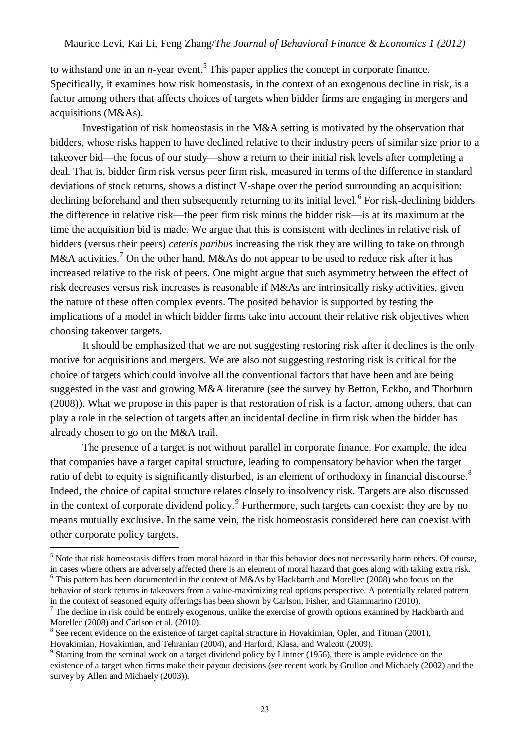to withstand one in an *n*-year event.[5] This paper applies the concept in corporate finance. Specifically, it examines how risk homeostasis, in the context of an exogenous decline in risk, is a factor among others that affects choices of targets when bidder firms are engaging in mergers and acquisitions (M&As).

Investigation of risk homeostasis in the M&A setting is motivated by the observation that bidders, whose risks happen to have declined relative to their industry peers of similar size prior to a takeover bid—the focus of our study—show a return to their initial risk levels after completing a deal. That is, bidder firm risk versus peer firm risk, measured in terms of the difference in standard deviations of stock returns, shows a distinct V-shape over the period surrounding an acquisition: declining beforehand and then subsequently returning to its initial level.[6] For risk-declining bidders the difference in relative risk—the peer firm risk minus the bidder risk—is at its maximum at the time the acquisition bid is made. We argue that this is consistent with declines in relative risk of bidders (versus their peers) *ceteris paribus* increasing the risk they are willing to take on through M&A activities.[7] On the other hand, M&As do not appear to be used to reduce risk after it has increased relative to the risk of peers. One might argue that such asymmetry between the effect of risk decreases versus risk increases is reasonable if M&As are intrinsically risky activities, given the nature of these often complex events. The posited behavior is supported by testing the implications of a model in which bidder firms take into account their relative risk objectives when choosing takeover targets.

It should be emphasized that we are not suggesting restoring risk after it declines is the only motive for acquisitions and mergers. We are also not suggesting restoring risk is critical for the choice of targets which could involve all the conventional factors that have been and are being suggested in the vast and growing M&A literature (see the survey by Betton, Eckbo, and Thorburn (2008)). What we propose in this paper is that restoration of risk is a factor, among others, that can play a role in the selection of targets after an incidental decline in firm risk when the bidder has already chosen to go on the M&A trail.

The presence of a target is not without parallel in corporate finance. For example, the idea that companies have a target capital structure, leading to compensatory behavior when the target ratio of debt to equity is significantly disturbed, is an element of orthodoxy in financial discourse.[8] Indeed, the choice of capital structure relates closely to insolvency risk. Targets are also discussed in the context of corporate dividend policy.[9] Furthermore, such targets can coexist: they are by no means mutually exclusive. In the same vein, the risk homeostasis considered here can coexist with other corporate policy targets.

---

[5] Note that risk homeostasis differs from moral hazard in that this behavior does not necessarily harm others. Of course, in cases where others are adversely affected there is an element of moral hazard that goes along with taking extra risk.

[6] This pattern has been documented in the context of M&As by Hackbarth and Morellec (2008) who focus on the behavior of stock returns in takeovers from a value-maximizing real options perspective. A potentially related pattern in the context of seasoned equity offerings has been shown by Carlson, Fisher, and Giammarino (2010).

[7] The decline in risk could be entirely exogenous, unlike the exercise of growth options examined by Hackbarth and Morellec (2008) and Carlson et al. (2010).

[8] See recent evidence on the existence of target capital structure in Hovakimian, Opler, and Titman (2001), Hovakimian, Hovakimian, and Tehranian (2004), and Harford, Klasa, and Walcott (2009).

[9] Starting from the seminal work on a target dividend policy by Lintner (1956), there is ample evidence on the existence of a target when firms make their payout decisions (see recent work by Grullon and Michaely (2002) and the survey by Allen and Michaely (2003)).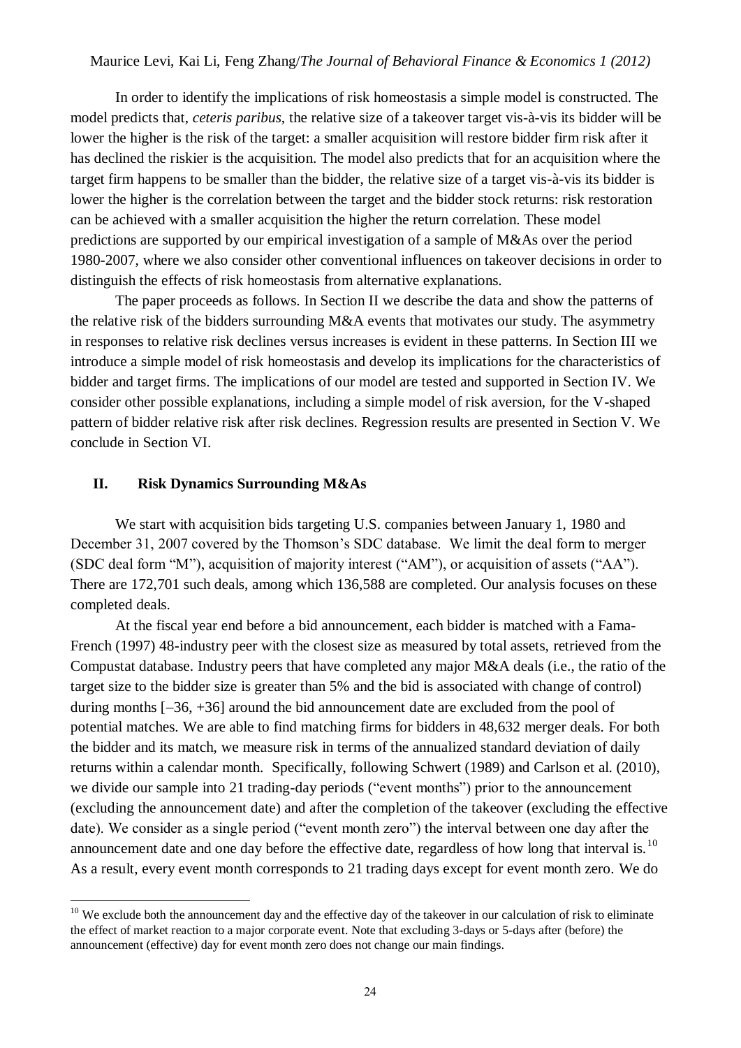In order to identify the implications of risk homeostasis a simple model is constructed. The model predicts that, *ceteris paribus*, the relative size of a takeover target vis-à-vis its bidder will be lower the higher is the risk of the target: a smaller acquisition will restore bidder firm risk after it has declined the riskier is the acquisition. The model also predicts that for an acquisition where the target firm happens to be smaller than the bidder, the relative size of a target vis-à-vis its bidder is lower the higher is the correlation between the target and the bidder stock returns: risk restoration can be achieved with a smaller acquisition the higher the return correlation. These model predictions are supported by our empirical investigation of a sample of M&As over the period 1980-2007, where we also consider other conventional influences on takeover decisions in order to distinguish the effects of risk homeostasis from alternative explanations.

The paper proceeds as follows. In Section II we describe the data and show the patterns of the relative risk of the bidders surrounding M&A events that motivates our study. The asymmetry in responses to relative risk declines versus increases is evident in these patterns. In Section III we introduce a simple model of risk homeostasis and develop its implications for the characteristics of bidder and target firms. The implications of our model are tested and supported in Section IV. We consider other possible explanations, including a simple model of risk aversion, for the V-shaped pattern of bidder relative risk after risk declines. Regression results are presented in Section V. We conclude in Section VI.

## II. Risk Dynamics Surrounding M&As

We start with acquisition bids targeting U.S. companies between January 1, 1980 and December 31, 2007 covered by the Thomson's SDC database. We limit the deal form to merger (SDC deal form "M"), acquisition of majority interest ("AM"), or acquisition of assets ("AA"). There are 172,701 such deals, among which 136,588 are completed. Our analysis focuses on these completed deals.

At the fiscal year end before a bid announcement, each bidder is matched with a Fama-French (1997) 48-industry peer with the closest size as measured by total assets, retrieved from the Compustat database. Industry peers that have completed any major M&A deals (i.e., the ratio of the target size to the bidder size is greater than 5% and the bid is associated with change of control) during months [−36, +36] around the bid announcement date are excluded from the pool of potential matches. We are able to find matching firms for bidders in 48,632 merger deals. For both the bidder and its match, we measure risk in terms of the annualized standard deviation of daily returns within a calendar month. Specifically, following Schwert (1989) and Carlson et al. (2010), we divide our sample into 21 trading-day periods ("event months") prior to the announcement (excluding the announcement date) and after the completion of the takeover (excluding the effective date). We consider as a single period ("event month zero") the interval between one day after the announcement date and one day before the effective date, regardless of how long that interval is.[10] As a result, every event month corresponds to 21 trading days except for event month zero. We do

[10] We exclude both the announcement day and the effective day of the takeover in our calculation of risk to eliminate the effect of market reaction to a major corporate event. Note that excluding 3-days or 5-days after (before) the announcement (effective) day for event month zero does not change our main findings.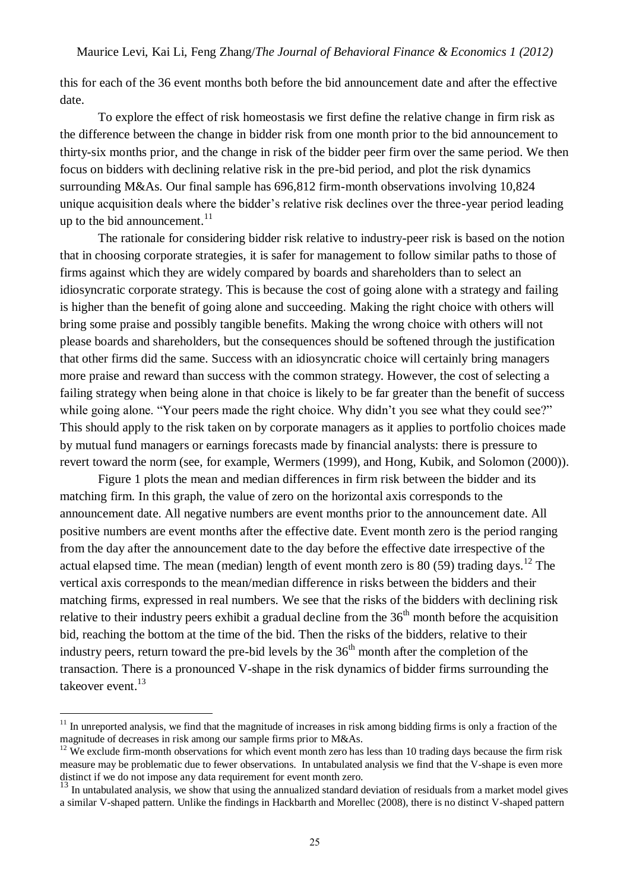this for each of the 36 event months both before the bid announcement date and after the effective date.

To explore the effect of risk homeostasis we first define the relative change in firm risk as the difference between the change in bidder risk from one month prior to the bid announcement to thirty-six months prior, and the change in risk of the bidder peer firm over the same period. We then focus on bidders with declining relative risk in the pre-bid period, and plot the risk dynamics surrounding M&As. Our final sample has 696,812 firm-month observations involving 10,824 unique acquisition deals where the bidder's relative risk declines over the three-year period leading up to the bid announcement.[11]

The rationale for considering bidder risk relative to industry-peer risk is based on the notion that in choosing corporate strategies, it is safer for management to follow similar paths to those of firms against which they are widely compared by boards and shareholders than to select an idiosyncratic corporate strategy. This is because the cost of going alone with a strategy and failing is higher than the benefit of going alone and succeeding. Making the right choice with others will bring some praise and possibly tangible benefits. Making the wrong choice with others will not please boards and shareholders, but the consequences should be softened through the justification that other firms did the same. Success with an idiosyncratic choice will certainly bring managers more praise and reward than success with the common strategy. However, the cost of selecting a failing strategy when being alone in that choice is likely to be far greater than the benefit of success while going alone. "Your peers made the right choice. Why didn't you see what they could see?" This should apply to the risk taken on by corporate managers as it applies to portfolio choices made by mutual fund managers or earnings forecasts made by financial analysts: there is pressure to revert toward the norm (see, for example, Wermers (1999), and Hong, Kubik, and Solomon (2000)).

Figure 1 plots the mean and median differences in firm risk between the bidder and its matching firm. In this graph, the value of zero on the horizontal axis corresponds to the announcement date. All negative numbers are event months prior to the announcement date. All positive numbers are event months after the effective date. Event month zero is the period ranging from the day after the announcement date to the day before the effective date irrespective of the actual elapsed time. The mean (median) length of event month zero is 80 (59) trading days.[12] The vertical axis corresponds to the mean/median difference in risks between the bidders and their matching firms, expressed in real numbers. We see that the risks of the bidders with declining risk relative to their industry peers exhibit a gradual decline from the 36th month before the acquisition bid, reaching the bottom at the time of the bid. Then the risks of the bidders, relative to their industry peers, return toward the pre-bid levels by the 36th month after the completion of the transaction. There is a pronounced V-shape in the risk dynamics of bidder firms surrounding the takeover event.[13]

---

[11] In unreported analysis, we find that the magnitude of increases in risk among bidding firms is only a fraction of the magnitude of decreases in risk among our sample firms prior to M&As.

[12] We exclude firm-month observations for which event month zero has less than 10 trading days because the firm risk measure may be problematic due to fewer observations. In untabulated analysis we find that the V-shape is even more distinct if we do not impose any data requirement for event month zero.

[13] In untabulated analysis, we show that using the annualized standard deviation of residuals from a market model gives a similar V-shaped pattern. Unlike the findings in Hackbarth and Morellec (2008), there is no distinct V-shaped pattern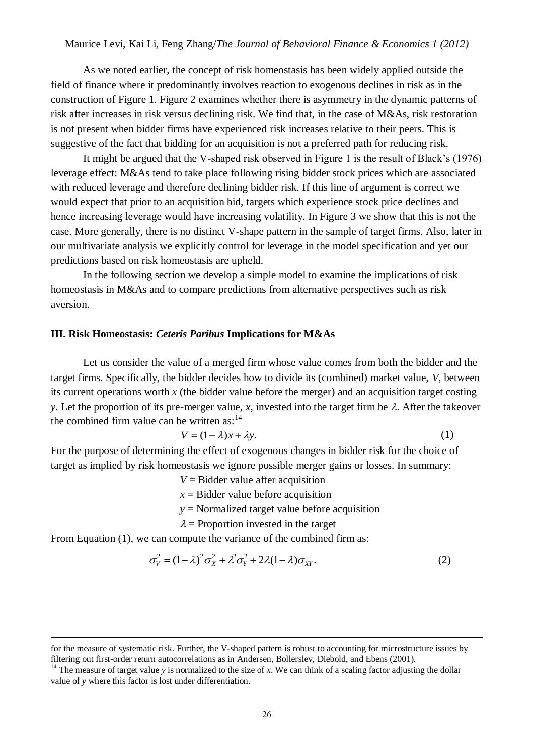As we noted earlier, the concept of risk homeostasis has been widely applied outside the field of finance where it predominantly involves reaction to exogenous declines in risk as in the construction of Figure 1. Figure 2 examines whether there is asymmetry in the dynamic patterns of risk after increases in risk versus declining risk. We find that, in the case of M&As, risk restoration is not present when bidder firms have experienced risk increases relative to their peers. This is suggestive of the fact that bidding for an acquisition is not a preferred path for reducing risk.

It might be argued that the V-shaped risk observed in Figure 1 is the result of Black's (1976) leverage effect: M&As tend to take place following rising bidder stock prices which are associated with reduced leverage and therefore declining bidder risk. If this line of argument is correct we would expect that prior to an acquisition bid, targets which experience stock price declines and hence increasing leverage would have increasing volatility. In Figure 3 we show that this is not the case. More generally, there is no distinct V-shape pattern in the sample of target firms. Also, later in our multivariate analysis we explicitly control for leverage in the model specification and yet our predictions based on risk homeostasis are upheld.

In the following section we develop a simple model to examine the implications of risk homeostasis in M&As and to compare predictions from alternative perspectives such as risk aversion.

### III. Risk Homeostasis: *Ceteris Paribus* Implications for M&As

Let us consider the value of a merged firm whose value comes from both the bidder and the target firms. Specifically, the bidder decides how to divide its (combined) market value, $V$, between its current operations worth $x$ (the bidder value before the merger) and an acquisition target costing $y$. Let the proportion of its pre-merger value, $x$, invested into the target firm be $\lambda$. After the takeover the combined firm value can be written as:[14]

$$V = (1-\lambda)x + \lambda y. \tag{1}$$

For the purpose of determining the effect of exogenous changes in bidder risk for the choice of target as implied by risk homeostasis we ignore possible merger gains or losses. In summary:

$V$ = Bidder value after acquisition

$x$ = Bidder value before acquisition

$y$ = Normalized target value before acquisition

$\lambda$ = Proportion invested in the target

From Equation (1), we can compute the variance of the combined firm as:

$$\sigma_V^2 = (1-\lambda)^2\sigma_X^2 + \lambda^2\sigma_Y^2 + 2\lambda(1-\lambda)\sigma_{XY}. \tag{2}$$

---

for the measure of systematic risk. Further, the V-shaped pattern is robust to accounting for microstructure issues by filtering out first-order return autocorrelations as in Andersen, Bollerslev, Diebold, and Ebens (2001).

[14] The measure of target value $y$ is normalized to the size of $x$. We can think of a scaling factor adjusting the dollar value of $y$ where this factor is lost under differentiation.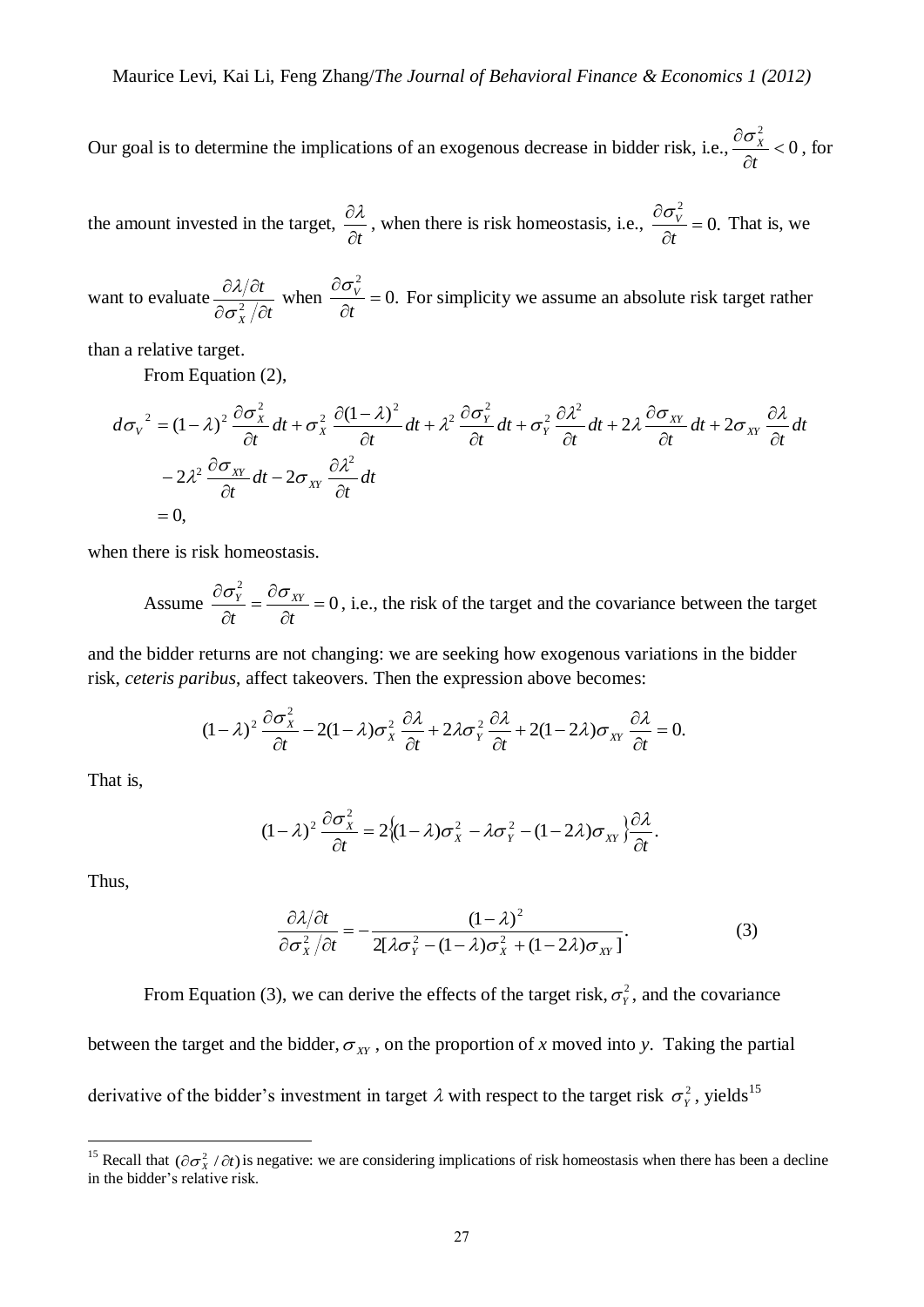Our goal is to determine the implications of an exogenous decrease in bidder risk, i.e., $\frac{\partial \sigma_X^2}{\partial t} < 0$, for the amount invested in the target, $\frac{\partial \lambda}{\partial t}$, when there is risk homeostasis, i.e., $\frac{\partial \sigma_V^2}{\partial t} = 0.$ That is, we want to evaluate $\frac{\partial \lambda / \partial t}{\partial \sigma_X^2 / \partial t}$ when $\frac{\partial \sigma_V^2}{\partial t} = 0.$ For simplicity we assume an absolute risk target rather than a relative target.

From Equation (2),

$$
\begin{aligned}
d\sigma_V{}^2 &= (1-\lambda)^2 \frac{\partial \sigma_X^2}{\partial t} dt + \sigma_X^2 \frac{\partial (1-\lambda)^2}{\partial t} dt + \lambda^2 \frac{\partial \sigma_Y^2}{\partial t} dt + \sigma_Y^2 \frac{\partial \lambda^2}{\partial t} dt + 2\lambda \frac{\partial \sigma_{XY}}{\partial t} dt + 2\sigma_{XY} \frac{\partial \lambda}{\partial t} dt \\
&\quad - 2\lambda^2 \frac{\partial \sigma_{XY}}{\partial t} dt - 2\sigma_{XY} \frac{\partial \lambda^2}{\partial t} dt \\
&= 0,
\end{aligned}
$$

when there is risk homeostasis.

Assume $\frac{\partial \sigma_Y^2}{\partial t} = \frac{\partial \sigma_{XY}}{\partial t} = 0$, i.e., the risk of the target and the covariance between the target and the bidder returns are not changing: we are seeking how exogenous variations in the bidder risk, *ceteris paribus*, affect takeovers. Then the expression above becomes:

$$
(1-\lambda)^2 \frac{\partial \sigma_X^2}{\partial t} - 2(1-\lambda)\sigma_X^2 \frac{\partial \lambda}{\partial t} + 2\lambda \sigma_Y^2 \frac{\partial \lambda}{\partial t} + 2(1-2\lambda)\sigma_{XY} \frac{\partial \lambda}{\partial t} = 0.
$$

That is,

$$
(1-\lambda)^2 \frac{\partial \sigma_X^2}{\partial t} = 2\left\{(1-\lambda)\sigma_X^2 - \lambda \sigma_Y^2 - (1-2\lambda)\sigma_{XY}\right\} \frac{\partial \lambda}{\partial t}.
$$

Thus,

$$
\frac{\partial \lambda / \partial t}{\partial \sigma_X^2 / \partial t} = -\frac{(1-\lambda)^2}{2[\lambda \sigma_Y^2 - (1-\lambda)\sigma_X^2 + (1-2\lambda)\sigma_{XY}]}. \tag{3}
$$

From Equation (3), we can derive the effects of the target risk, $\sigma_Y^2$, and the covariance between the target and the bidder, $\sigma_{XY}$, on the proportion of *x* moved into *y*. Taking the partial derivative of the bidder's investment in target $\lambda$ with respect to the target risk $\sigma_Y^2$, yields[15]

[15] Recall that $(\partial \sigma_X^2 / \partial t)$ is negative: we are considering implications of risk homeostasis when there has been a decline in the bidder's relative risk.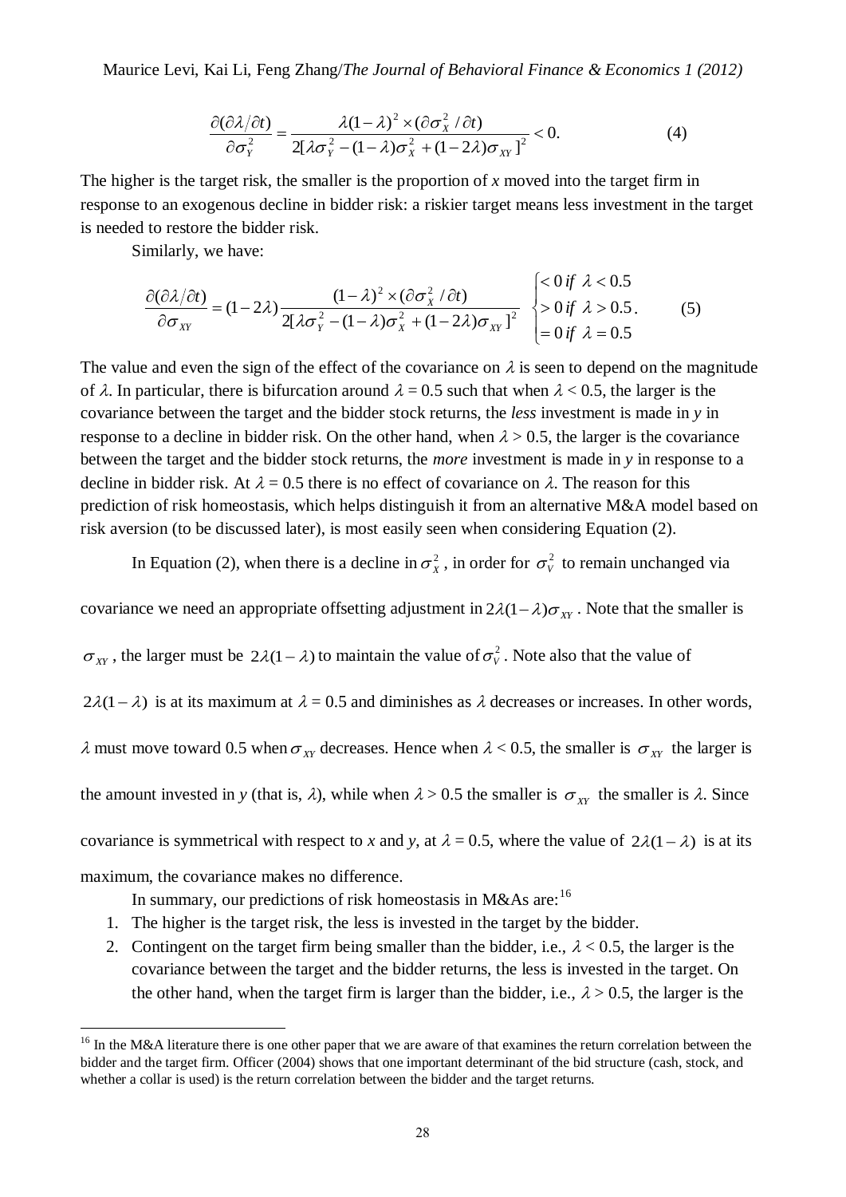$$\frac{\partial(\partial\lambda/\partial t)}{\partial\sigma_Y^2} = \frac{\lambda(1-\lambda)^2 \times (\partial\sigma_X^2/\partial t)}{2[\lambda\sigma_Y^2 - (1-\lambda)\sigma_X^2 + (1-2\lambda)\sigma_{XY}]^2} < 0. \qquad (4)$$

The higher is the target risk, the smaller is the proportion of *x* moved into the target firm in response to an exogenous decline in bidder risk: a riskier target means less investment in the target is needed to restore the bidder risk.

Similarly, we have:

$$\frac{\partial(\partial\lambda/\partial t)}{\partial\sigma_{XY}} = (1-2\lambda)\frac{(1-\lambda)^2 \times (\partial\sigma_X^2/\partial t)}{2[\lambda\sigma_Y^2 - (1-\lambda)\sigma_X^2 + (1-2\lambda)\sigma_{XY}]^2} \begin{cases} < 0 \text{ if } \lambda < 0.5 \\ > 0 \text{ if } \lambda > 0.5 \\ = 0 \text{ if } \lambda = 0.5 \end{cases}. \qquad (5)$$

The value and even the sign of the effect of the covariance on $\lambda$ is seen to depend on the magnitude of $\lambda$. In particular, there is bifurcation around $\lambda = 0.5$ such that when $\lambda < 0.5$, the larger is the covariance between the target and the bidder stock returns, the *less* investment is made in *y* in response to a decline in bidder risk. On the other hand, when $\lambda > 0.5$, the larger is the covariance between the target and the bidder stock returns, the *more* investment is made in *y* in response to a decline in bidder risk. At $\lambda = 0.5$ there is no effect of covariance on $\lambda$. The reason for this prediction of risk homeostasis, which helps distinguish it from an alternative M&A model based on risk aversion (to be discussed later), is most easily seen when considering Equation (2).

In Equation (2), when there is a decline in $\sigma_X^2$, in order for $\sigma_V^2$ to remain unchanged via covariance we need an appropriate offsetting adjustment in $2\lambda(1-\lambda)\sigma_{XY}$. Note that the smaller is $\sigma_{XY}$, the larger must be $2\lambda(1-\lambda)$ to maintain the value of $\sigma_V^2$. Note also that the value of $2\lambda(1-\lambda)$ is at its maximum at $\lambda = 0.5$ and diminishes as $\lambda$ decreases or increases. In other words, $\lambda$ must move toward 0.5 when $\sigma_{XY}$ decreases. Hence when $\lambda < 0.5$, the smaller is $\sigma_{XY}$ the larger is the amount invested in *y* (that is, $\lambda$), while when $\lambda > 0.5$ the smaller is $\sigma_{XY}$ the smaller is $\lambda$. Since covariance is symmetrical with respect to *x* and *y*, at $\lambda = 0.5$, where the value of $2\lambda(1-\lambda)$ is at its maximum, the covariance makes no difference.

In summary, our predictions of risk homeostasis in M&As are:[16]

1. The higher is the target risk, the less is invested in the target by the bidder.
2. Contingent on the target firm being smaller than the bidder, i.e., $\lambda < 0.5$, the larger is the covariance between the target and the bidder returns, the less is invested in the target. On the other hand, when the target firm is larger than the bidder, i.e., $\lambda > 0.5$, the larger is the

[16] In the M&A literature there is one other paper that we are aware of that examines the return correlation between the bidder and the target firm. Officer (2004) shows that one important determinant of the bid structure (cash, stock, and whether a collar is used) is the return correlation between the bidder and the target returns.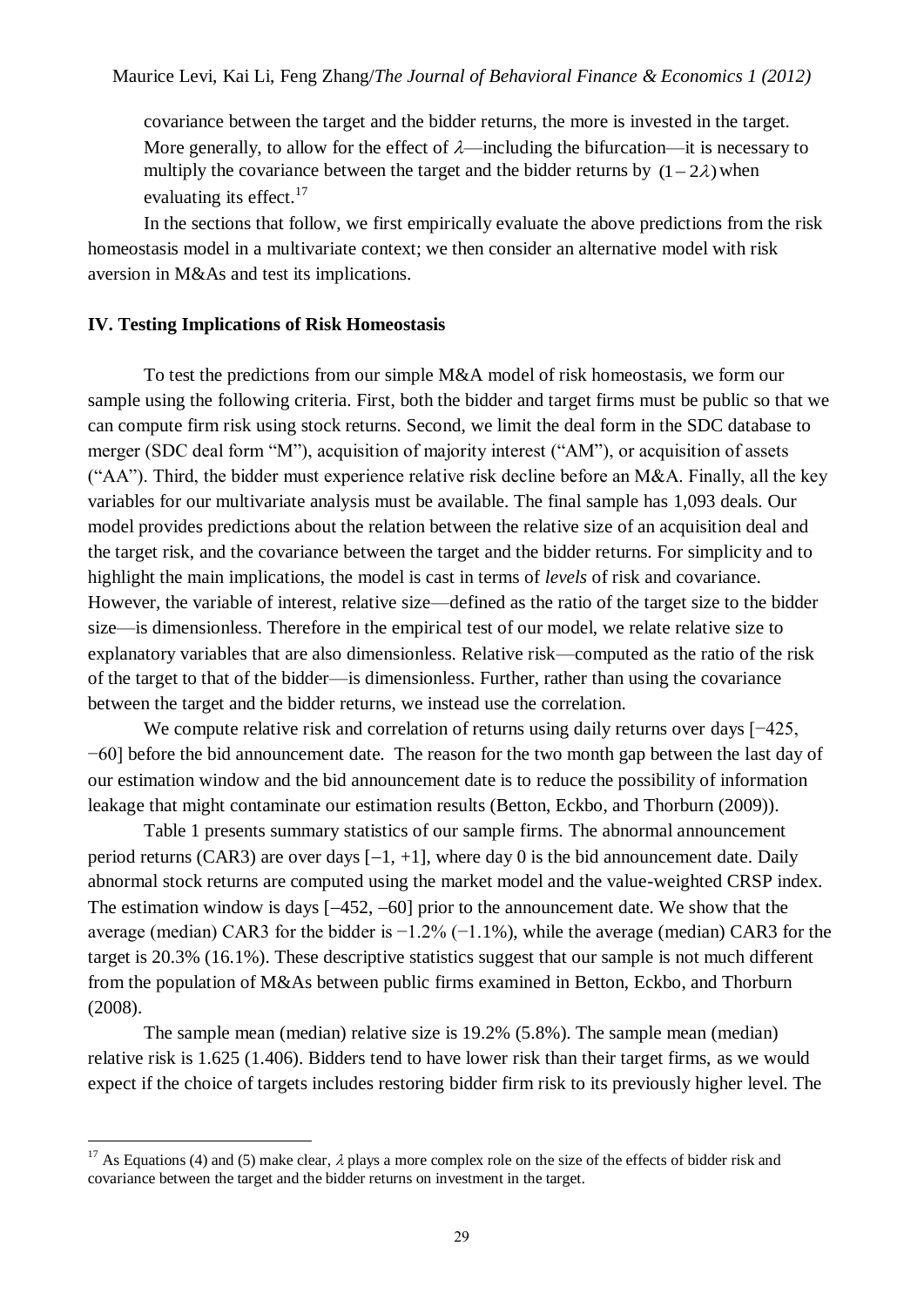covariance between the target and the bidder returns, the more is invested in the target. More generally, to allow for the effect of $\lambda$—including the bifurcation—it is necessary to multiply the covariance between the target and the bidder returns by $(1-2\lambda)$ when evaluating its effect.[17]

In the sections that follow, we first empirically evaluate the above predictions from the risk homeostasis model in a multivariate context; we then consider an alternative model with risk aversion in M&As and test its implications.

## IV. Testing Implications of Risk Homeostasis

To test the predictions from our simple M&A model of risk homeostasis, we form our sample using the following criteria. First, both the bidder and target firms must be public so that we can compute firm risk using stock returns. Second, we limit the deal form in the SDC database to merger (SDC deal form "M"), acquisition of majority interest ("AM"), or acquisition of assets ("AA"). Third, the bidder must experience relative risk decline before an M&A. Finally, all the key variables for our multivariate analysis must be available. The final sample has 1,093 deals. Our model provides predictions about the relation between the relative size of an acquisition deal and the target risk, and the covariance between the target and the bidder returns. For simplicity and to highlight the main implications, the model is cast in terms of *levels* of risk and covariance. However, the variable of interest, relative size—defined as the ratio of the target size to the bidder size—is dimensionless. Therefore in the empirical test of our model, we relate relative size to explanatory variables that are also dimensionless. Relative risk—computed as the ratio of the risk of the target to that of the bidder—is dimensionless. Further, rather than using the covariance between the target and the bidder returns, we instead use the correlation.

We compute relative risk and correlation of returns using daily returns over days [−425, −60] before the bid announcement date. The reason for the two month gap between the last day of our estimation window and the bid announcement date is to reduce the possibility of information leakage that might contaminate our estimation results (Betton, Eckbo, and Thorburn (2009)).

Table 1 presents summary statistics of our sample firms. The abnormal announcement period returns (CAR3) are over days [−1, +1], where day 0 is the bid announcement date. Daily abnormal stock returns are computed using the market model and the value-weighted CRSP index. The estimation window is days [−452, −60] prior to the announcement date. We show that the average (median) CAR3 for the bidder is −1.2% (−1.1%), while the average (median) CAR3 for the target is 20.3% (16.1%). These descriptive statistics suggest that our sample is not much different from the population of M&As between public firms examined in Betton, Eckbo, and Thorburn (2008).

The sample mean (median) relative size is 19.2% (5.8%). The sample mean (median) relative risk is 1.625 (1.406). Bidders tend to have lower risk than their target firms, as we would expect if the choice of targets includes restoring bidder firm risk to its previously higher level. The

[17] As Equations (4) and (5) make clear, $\lambda$ plays a more complex role on the size of the effects of bidder risk and covariance between the target and the bidder returns on investment in the target.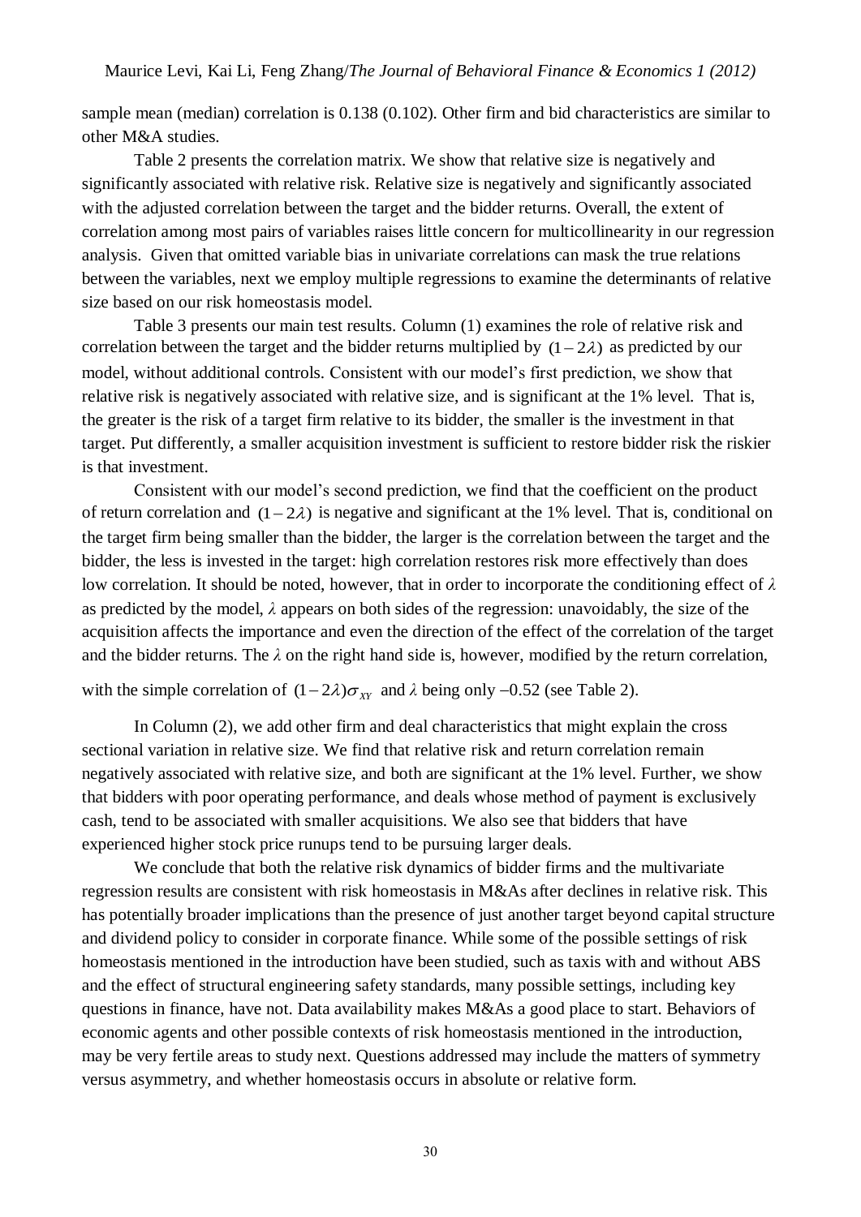sample mean (median) correlation is 0.138 (0.102). Other firm and bid characteristics are similar to other M&A studies.

Table 2 presents the correlation matrix. We show that relative size is negatively and significantly associated with relative risk. Relative size is negatively and significantly associated with the adjusted correlation between the target and the bidder returns. Overall, the extent of correlation among most pairs of variables raises little concern for multicollinearity in our regression analysis. Given that omitted variable bias in univariate correlations can mask the true relations between the variables, next we employ multiple regressions to examine the determinants of relative size based on our risk homeostasis model.

Table 3 presents our main test results. Column (1) examines the role of relative risk and correlation between the target and the bidder returns multiplied by $(1-2\lambda)$ as predicted by our model, without additional controls. Consistent with our model's first prediction, we show that relative risk is negatively associated with relative size, and is significant at the 1% level. That is, the greater is the risk of a target firm relative to its bidder, the smaller is the investment in that target. Put differently, a smaller acquisition investment is sufficient to restore bidder risk the riskier is that investment.

Consistent with our model's second prediction, we find that the coefficient on the product of return correlation and $(1-2\lambda)$ is negative and significant at the 1% level. That is, conditional on the target firm being smaller than the bidder, the larger is the correlation between the target and the bidder, the less is invested in the target: high correlation restores risk more effectively than does low correlation. It should be noted, however, that in order to incorporate the conditioning effect of $\lambda$ as predicted by the model, $\lambda$ appears on both sides of the regression: unavoidably, the size of the acquisition affects the importance and even the direction of the effect of the correlation of the target and the bidder returns. The $\lambda$ on the right hand side is, however, modified by the return correlation, with the simple correlation of $(1-2\lambda)\sigma_{XY}$ and $\lambda$ being only $-0.52$ (see Table 2).

In Column (2), we add other firm and deal characteristics that might explain the cross sectional variation in relative size. We find that relative risk and return correlation remain negatively associated with relative size, and both are significant at the 1% level. Further, we show that bidders with poor operating performance, and deals whose method of payment is exclusively cash, tend to be associated with smaller acquisitions. We also see that bidders that have experienced higher stock price runups tend to be pursuing larger deals.

We conclude that both the relative risk dynamics of bidder firms and the multivariate regression results are consistent with risk homeostasis in M&As after declines in relative risk. This has potentially broader implications than the presence of just another target beyond capital structure and dividend policy to consider in corporate finance. While some of the possible settings of risk homeostasis mentioned in the introduction have been studied, such as taxis with and without ABS and the effect of structural engineering safety standards, many possible settings, including key questions in finance, have not. Data availability makes M&As a good place to start. Behaviors of economic agents and other possible contexts of risk homeostasis mentioned in the introduction, may be very fertile areas to study next. Questions addressed may include the matters of symmetry versus asymmetry, and whether homeostasis occurs in absolute or relative form.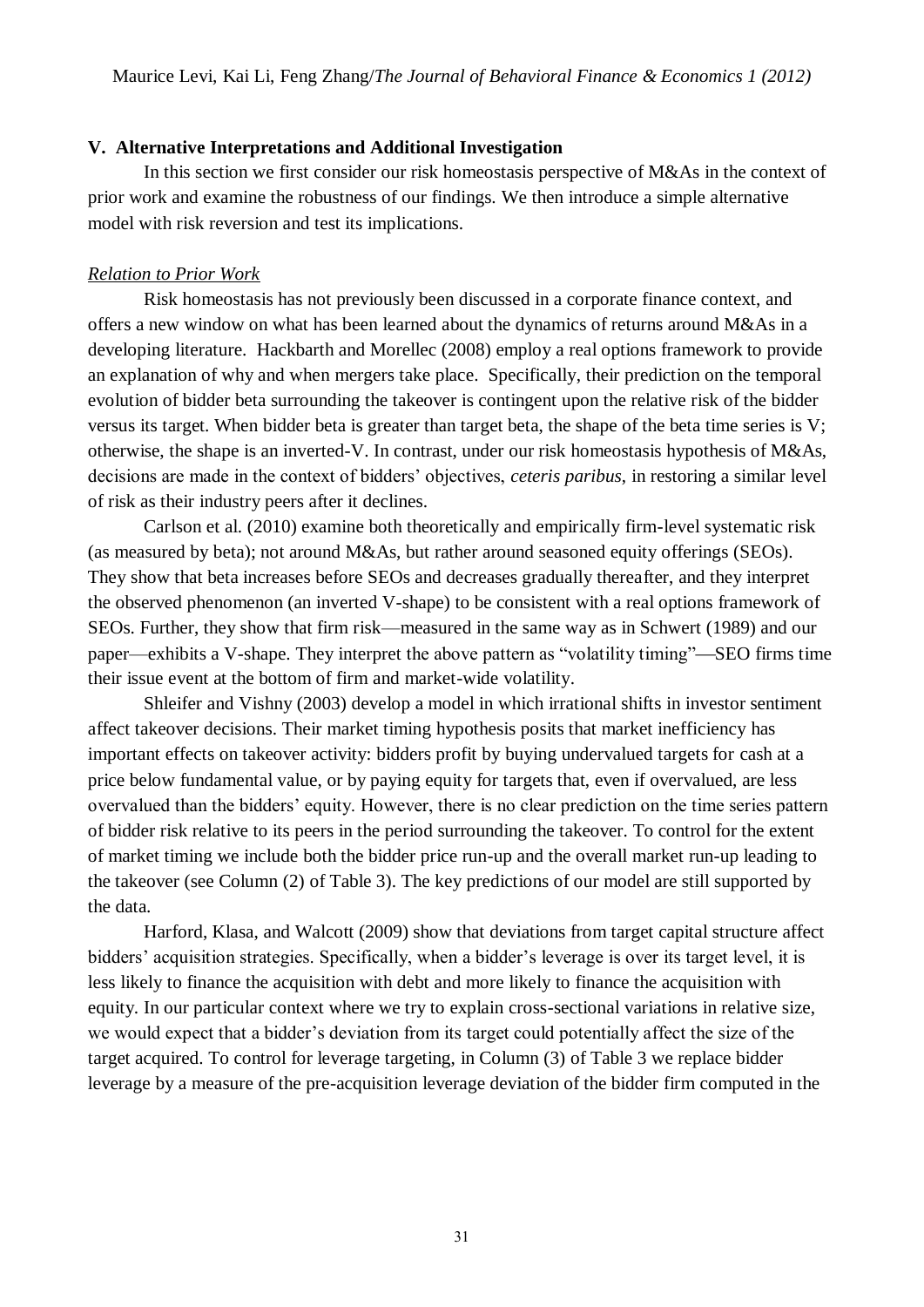## V. Alternative Interpretations and Additional Investigation

In this section we first consider our risk homeostasis perspective of M&As in the context of prior work and examine the robustness of our findings. We then introduce a simple alternative model with risk reversion and test its implications.

### *Relation to Prior Work*

Risk homeostasis has not previously been discussed in a corporate finance context, and offers a new window on what has been learned about the dynamics of returns around M&As in a developing literature. Hackbarth and Morellec (2008) employ a real options framework to provide an explanation of why and when mergers take place. Specifically, their prediction on the temporal evolution of bidder beta surrounding the takeover is contingent upon the relative risk of the bidder versus its target. When bidder beta is greater than target beta, the shape of the beta time series is V; otherwise, the shape is an inverted-V. In contrast, under our risk homeostasis hypothesis of M&As, decisions are made in the context of bidders' objectives, *ceteris paribus*, in restoring a similar level of risk as their industry peers after it declines.

Carlson et al. (2010) examine both theoretically and empirically firm-level systematic risk (as measured by beta); not around M&As, but rather around seasoned equity offerings (SEOs). They show that beta increases before SEOs and decreases gradually thereafter, and they interpret the observed phenomenon (an inverted V-shape) to be consistent with a real options framework of SEOs. Further, they show that firm risk—measured in the same way as in Schwert (1989) and our paper—exhibits a V-shape. They interpret the above pattern as "volatility timing"—SEO firms time their issue event at the bottom of firm and market-wide volatility.

Shleifer and Vishny (2003) develop a model in which irrational shifts in investor sentiment affect takeover decisions. Their market timing hypothesis posits that market inefficiency has important effects on takeover activity: bidders profit by buying undervalued targets for cash at a price below fundamental value, or by paying equity for targets that, even if overvalued, are less overvalued than the bidders' equity. However, there is no clear prediction on the time series pattern of bidder risk relative to its peers in the period surrounding the takeover. To control for the extent of market timing we include both the bidder price run-up and the overall market run-up leading to the takeover (see Column (2) of Table 3). The key predictions of our model are still supported by the data.

Harford, Klasa, and Walcott (2009) show that deviations from target capital structure affect bidders' acquisition strategies. Specifically, when a bidder's leverage is over its target level, it is less likely to finance the acquisition with debt and more likely to finance the acquisition with equity. In our particular context where we try to explain cross-sectional variations in relative size, we would expect that a bidder's deviation from its target could potentially affect the size of the target acquired. To control for leverage targeting, in Column (3) of Table 3 we replace bidder leverage by a measure of the pre-acquisition leverage deviation of the bidder firm computed in the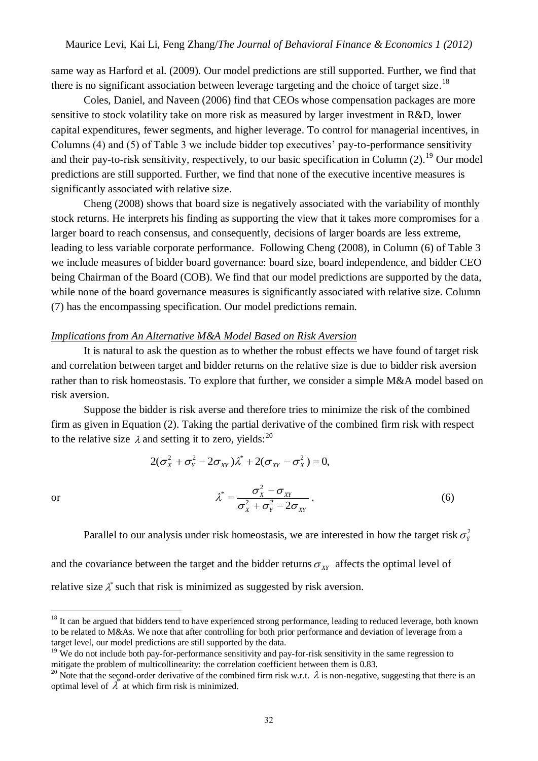same way as Harford et al. (2009). Our model predictions are still supported. Further, we find that there is no significant association between leverage targeting and the choice of target size.[18]

Coles, Daniel, and Naveen (2006) find that CEOs whose compensation packages are more sensitive to stock volatility take on more risk as measured by larger investment in R&D, lower capital expenditures, fewer segments, and higher leverage. To control for managerial incentives, in Columns (4) and (5) of Table 3 we include bidder top executives' pay-to-performance sensitivity and their pay-to-risk sensitivity, respectively, to our basic specification in Column (2).[19] Our model predictions are still supported. Further, we find that none of the executive incentive measures is significantly associated with relative size.

Cheng (2008) shows that board size is negatively associated with the variability of monthly stock returns. He interprets his finding as supporting the view that it takes more compromises for a larger board to reach consensus, and consequently, decisions of larger boards are less extreme, leading to less variable corporate performance. Following Cheng (2008), in Column (6) of Table 3 we include measures of bidder board governance: board size, board independence, and bidder CEO being Chairman of the Board (COB). We find that our model predictions are supported by the data, while none of the board governance measures is significantly associated with relative size. Column (7) has the encompassing specification. Our model predictions remain.

*Implications from An Alternative M&A Model Based on Risk Aversion*

It is natural to ask the question as to whether the robust effects we have found of target risk and correlation between target and bidder returns on the relative size is due to bidder risk aversion rather than to risk homeostasis. To explore that further, we consider a simple M&A model based on risk aversion.

Suppose the bidder is risk averse and therefore tries to minimize the risk of the combined firm as given in Equation (2). Taking the partial derivative of the combined firm risk with respect to the relative size $\lambda$ and setting it to zero, yields:[20]

$$2(\sigma_X^2 + \sigma_Y^2 - 2\sigma_{XY})\lambda^* + 2(\sigma_{XY} - \sigma_X^2) = 0,$$

or

$$\lambda^* = \frac{\sigma_X^2 - \sigma_{XY}}{\sigma_X^2 + \sigma_Y^2 - 2\sigma_{XY}}. \tag{6}$$

Parallel to our analysis under risk homeostasis, we are interested in how the target risk $\sigma_Y^2$ and the covariance between the target and the bidder returns $\sigma_{XY}$ affects the optimal level of relative size $\lambda^*$ such that risk is minimized as suggested by risk aversion.

---

[18] It can be argued that bidders tend to have experienced strong performance, leading to reduced leverage, both known to be related to M&As. We note that after controlling for both prior performance and deviation of leverage from a target level, our model predictions are still supported by the data.

[19] We do not include both pay-for-performance sensitivity and pay-for-risk sensitivity in the same regression to mitigate the problem of multicollinearity: the correlation coefficient between them is 0.83.

[20] Note that the second-order derivative of the combined firm risk w.r.t. $\lambda$ is non-negative, suggesting that there is an optimal level of $\lambda^*$ at which firm risk is minimized.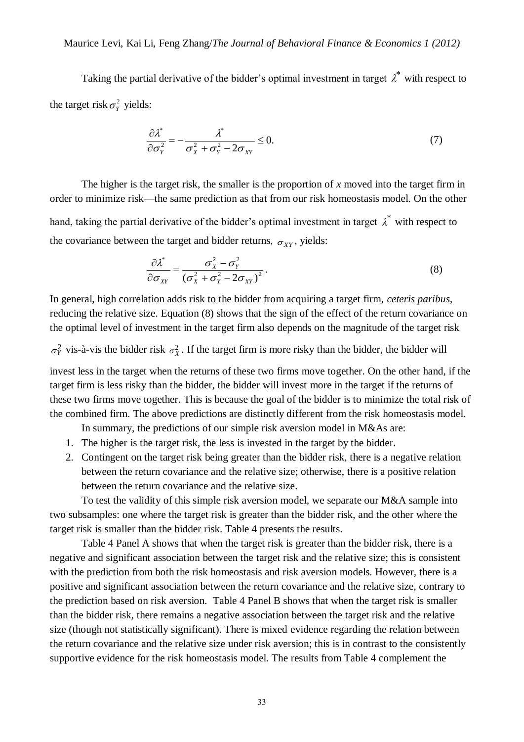Taking the partial derivative of the bidder's optimal investment in target $\lambda^*$ with respect to the target risk $\sigma_Y^2$ yields:

$$\frac{\partial \lambda^*}{\partial \sigma_Y^2} = -\frac{\lambda^*}{\sigma_X^2 + \sigma_Y^2 - 2\sigma_{XY}} \leq 0. \tag{7}$$

The higher is the target risk, the smaller is the proportion of *x* moved into the target firm in order to minimize risk—the same prediction as that from our risk homeostasis model. On the other hand, taking the partial derivative of the bidder's optimal investment in target $\lambda^*$ with respect to the covariance between the target and bidder returns, $\sigma_{XY}$, yields:

$$\frac{\partial \lambda^*}{\partial \sigma_{XY}} = \frac{\sigma_X^2 - \sigma_Y^2}{(\sigma_X^2 + \sigma_Y^2 - 2\sigma_{XY})^2}. \tag{8}$$

In general, high correlation adds risk to the bidder from acquiring a target firm, *ceteris paribus*, reducing the relative size. Equation (8) shows that the sign of the effect of the return covariance on the optimal level of investment in the target firm also depends on the magnitude of the target risk $\sigma_Y^2$ vis-à-vis the bidder risk $\sigma_X^2$. If the target firm is more risky than the bidder, the bidder will invest less in the target when the returns of these two firms move together. On the other hand, if the target firm is less risky than the bidder, the bidder will invest more in the target if the returns of these two firms move together. This is because the goal of the bidder is to minimize the total risk of the combined firm. The above predictions are distinctly different from the risk homeostasis model.

In summary, the predictions of our simple risk aversion model in M&As are:

1. The higher is the target risk, the less is invested in the target by the bidder.
2. Contingent on the target risk being greater than the bidder risk, there is a negative relation between the return covariance and the relative size; otherwise, there is a positive relation between the return covariance and the relative size.

To test the validity of this simple risk aversion model, we separate our M&A sample into two subsamples: one where the target risk is greater than the bidder risk, and the other where the target risk is smaller than the bidder risk. Table 4 presents the results.

Table 4 Panel A shows that when the target risk is greater than the bidder risk, there is a negative and significant association between the target risk and the relative size; this is consistent with the prediction from both the risk homeostasis and risk aversion models. However, there is a positive and significant association between the return covariance and the relative size, contrary to the prediction based on risk aversion. Table 4 Panel B shows that when the target risk is smaller than the bidder risk, there remains a negative association between the target risk and the relative size (though not statistically significant). There is mixed evidence regarding the relation between the return covariance and the relative size under risk aversion; this is in contrast to the consistently supportive evidence for the risk homeostasis model. The results from Table 4 complement the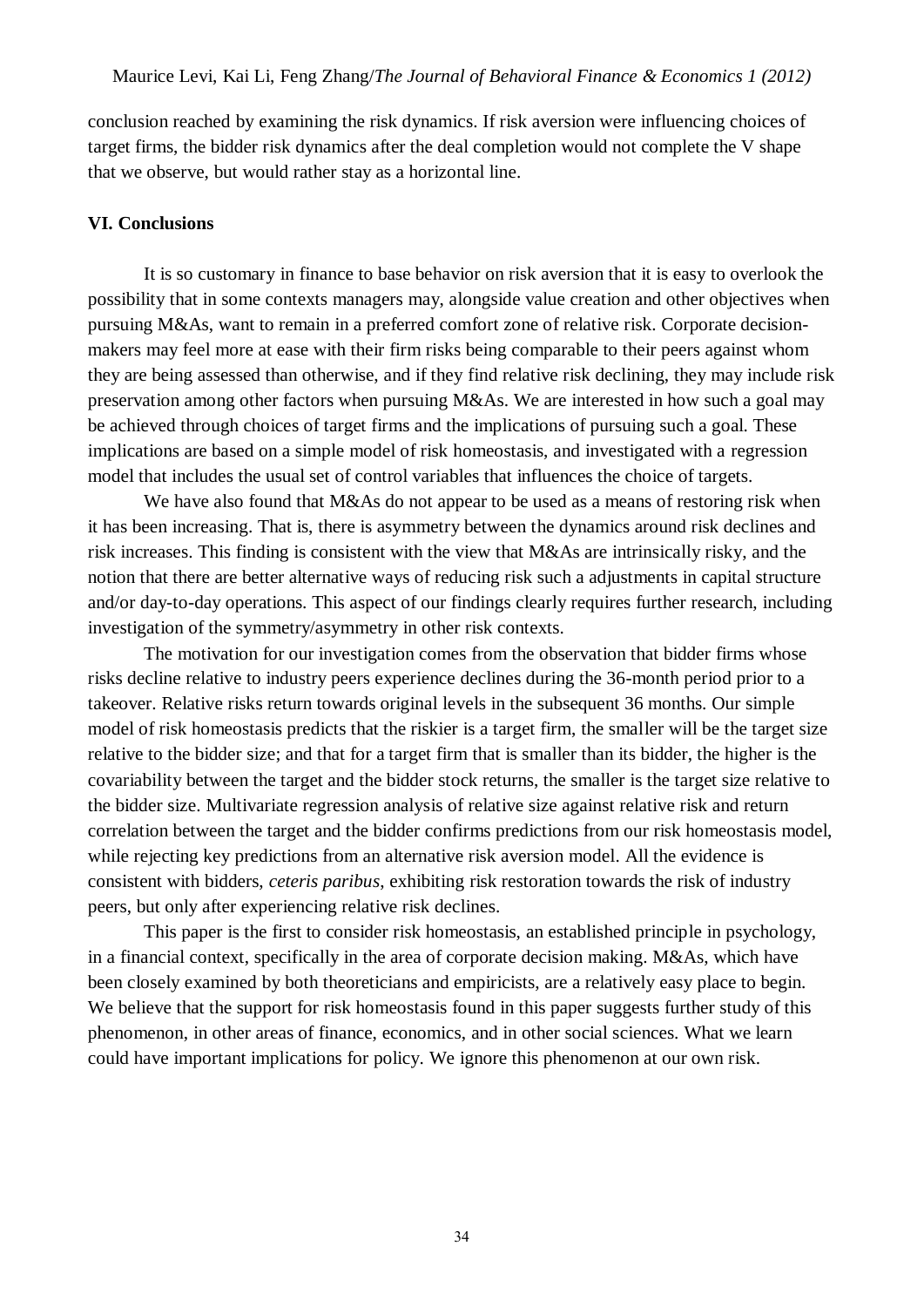conclusion reached by examining the risk dynamics. If risk aversion were influencing choices of target firms, the bidder risk dynamics after the deal completion would not complete the V shape that we observe, but would rather stay as a horizontal line.

## VI. Conclusions

It is so customary in finance to base behavior on risk aversion that it is easy to overlook the possibility that in some contexts managers may, alongside value creation and other objectives when pursuing M&As, want to remain in a preferred comfort zone of relative risk. Corporate decision-makers may feel more at ease with their firm risks being comparable to their peers against whom they are being assessed than otherwise, and if they find relative risk declining, they may include risk preservation among other factors when pursuing M&As. We are interested in how such a goal may be achieved through choices of target firms and the implications of pursuing such a goal. These implications are based on a simple model of risk homeostasis, and investigated with a regression model that includes the usual set of control variables that influences the choice of targets.

We have also found that M&As do not appear to be used as a means of restoring risk when it has been increasing. That is, there is asymmetry between the dynamics around risk declines and risk increases. This finding is consistent with the view that M&As are intrinsically risky, and the notion that there are better alternative ways of reducing risk such a adjustments in capital structure and/or day-to-day operations. This aspect of our findings clearly requires further research, including investigation of the symmetry/asymmetry in other risk contexts.

The motivation for our investigation comes from the observation that bidder firms whose risks decline relative to industry peers experience declines during the 36-month period prior to a takeover. Relative risks return towards original levels in the subsequent 36 months. Our simple model of risk homeostasis predicts that the riskier is a target firm, the smaller will be the target size relative to the bidder size; and that for a target firm that is smaller than its bidder, the higher is the covariability between the target and the bidder stock returns, the smaller is the target size relative to the bidder size. Multivariate regression analysis of relative size against relative risk and return correlation between the target and the bidder confirms predictions from our risk homeostasis model, while rejecting key predictions from an alternative risk aversion model. All the evidence is consistent with bidders, *ceteris paribus*, exhibiting risk restoration towards the risk of industry peers, but only after experiencing relative risk declines.

This paper is the first to consider risk homeostasis, an established principle in psychology, in a financial context, specifically in the area of corporate decision making. M&As, which have been closely examined by both theoreticians and empiricists, are a relatively easy place to begin. We believe that the support for risk homeostasis found in this paper suggests further study of this phenomenon, in other areas of finance, economics, and in other social sciences. What we learn could have important implications for policy. We ignore this phenomenon at our own risk.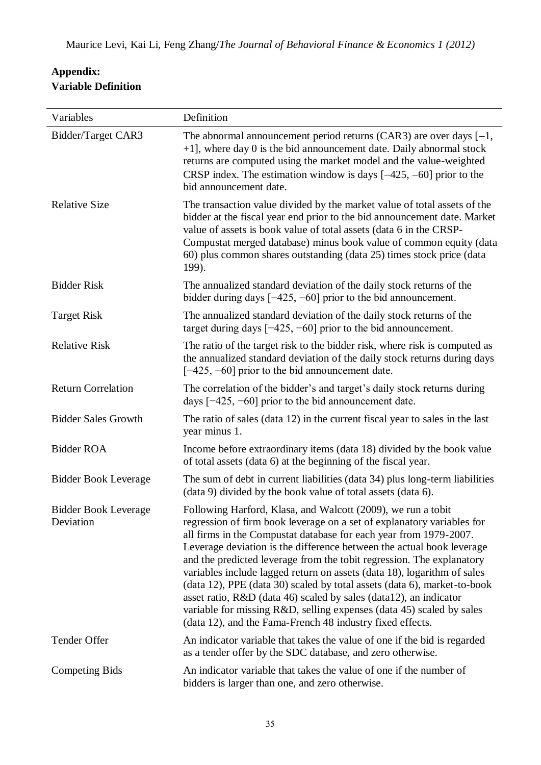**Appendix:**
**Variable Definition**

| Variables | Definition |
|---|---|
| Bidder/Target CAR3 | The abnormal announcement period returns (CAR3) are over days [−1, +1], where day 0 is the bid announcement date. Daily abnormal stock returns are computed using the market model and the value-weighted CRSP index. The estimation window is days [−425, −60] prior to the bid announcement date. |
| Relative Size | The transaction value divided by the market value of total assets of the bidder at the fiscal year end prior to the bid announcement date. Market value of assets is book value of total assets (data 6 in the CRSP-Compustat merged database) minus book value of common equity (data 60) plus common shares outstanding (data 25) times stock price (data 199). |
| Bidder Risk | The annualized standard deviation of the daily stock returns of the bidder during days [−425, −60] prior to the bid announcement. |
| Target Risk | The annualized standard deviation of the daily stock returns of the target during days [−425, −60] prior to the bid announcement. |
| Relative Risk | The ratio of the target risk to the bidder risk, where risk is computed as the annualized standard deviation of the daily stock returns during days [−425, −60] prior to the bid announcement date. |
| Return Correlation | The correlation of the bidder's and target's daily stock returns during days [−425, −60] prior to the bid announcement date. |
| Bidder Sales Growth | The ratio of sales (data 12) in the current fiscal year to sales in the last year minus 1. |
| Bidder ROA | Income before extraordinary items (data 18) divided by the book value of total assets (data 6) at the beginning of the fiscal year. |
| Bidder Book Leverage | The sum of debt in current liabilities (data 34) plus long-term liabilities (data 9) divided by the book value of total assets (data 6). |
| Bidder Book Leverage Deviation | Following Harford, Klasa, and Walcott (2009), we run a tobit regression of firm book leverage on a set of explanatory variables for all firms in the Compustat database for each year from 1979-2007. Leverage deviation is the difference between the actual book leverage and the predicted leverage from the tobit regression. The explanatory variables include lagged return on assets (data 18), logarithm of sales (data 12), PPE (data 30) scaled by total assets (data 6), market-to-book asset ratio, R&D (data 46) scaled by sales (data12), an indicator variable for missing R&D, selling expenses (data 45) scaled by sales (data 12), and the Fama-French 48 industry fixed effects. |
| Tender Offer | An indicator variable that takes the value of one if the bid is regarded as a tender offer by the SDC database, and zero otherwise. |
| Competing Bids | An indicator variable that takes the value of one if the number of bidders is larger than one, and zero otherwise. |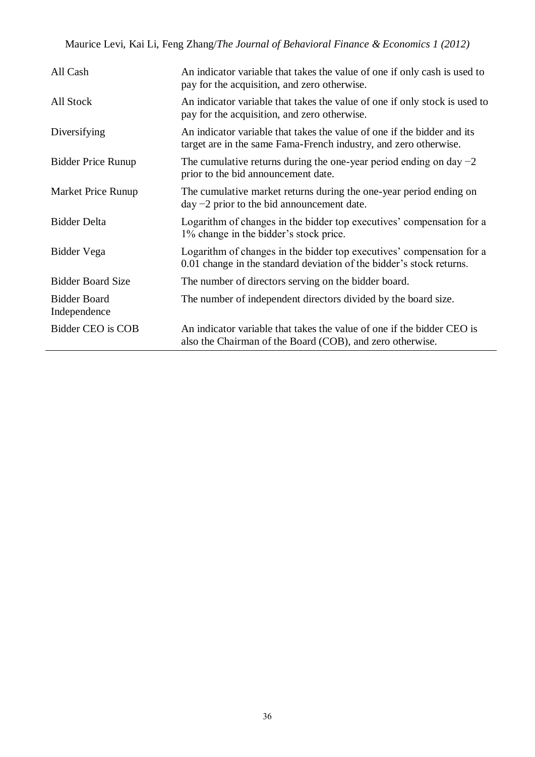| | |
|---|---|
| All Cash | An indicator variable that takes the value of one if only cash is used to pay for the acquisition, and zero otherwise. |
| All Stock | An indicator variable that takes the value of one if only stock is used to pay for the acquisition, and zero otherwise. |
| Diversifying | An indicator variable that takes the value of one if the bidder and its target are in the same Fama-French industry, and zero otherwise. |
| Bidder Price Runup | The cumulative returns during the one-year period ending on day −2 prior to the bid announcement date. |
| Market Price Runup | The cumulative market returns during the one-year period ending on day −2 prior to the bid announcement date. |
| Bidder Delta | Logarithm of changes in the bidder top executives' compensation for a 1% change in the bidder's stock price. |
| Bidder Vega | Logarithm of changes in the bidder top executives' compensation for a 0.01 change in the standard deviation of the bidder's stock returns. |
| Bidder Board Size | The number of directors serving on the bidder board. |
| Bidder Board Independence | The number of independent directors divided by the board size. |
| Bidder CEO is COB | An indicator variable that takes the value of one if the bidder CEO is also the Chairman of the Board (COB), and zero otherwise. |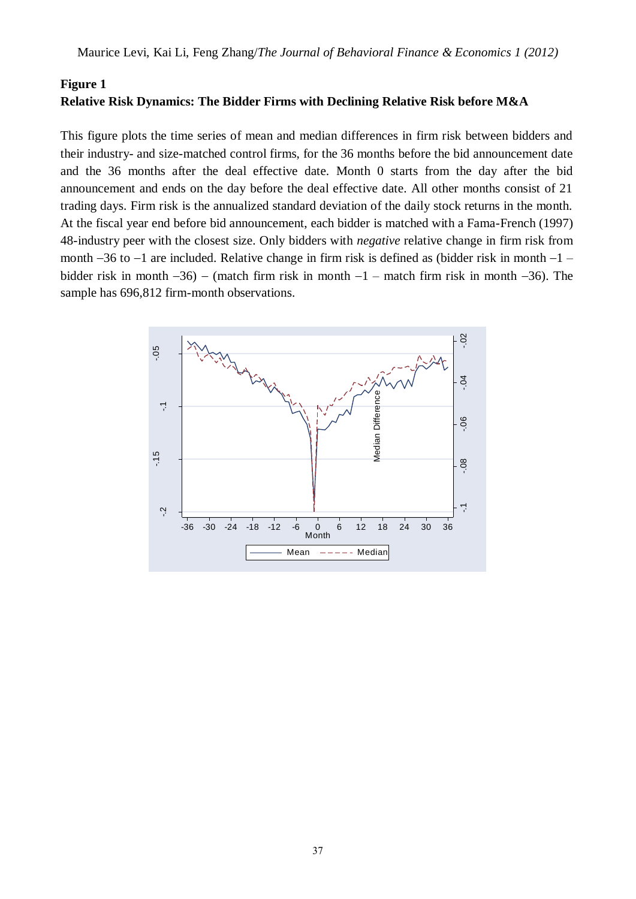**Figure 1**
**Relative Risk Dynamics: The Bidder Firms with Declining Relative Risk before M&A**

This figure plots the time series of mean and median differences in firm risk between bidders and their industry- and size-matched control firms, for the 36 months before the bid announcement date and the 36 months after the deal effective date. Month 0 starts from the day after the bid announcement and ends on the day before the deal effective date. All other months consist of 21 trading days. Firm risk is the annualized standard deviation of the daily stock returns in the month. At the fiscal year end before bid announcement, each bidder is matched with a Fama-French (1997) 48-industry peer with the closest size. Only bidders with *negative* relative change in firm risk from month −36 to −1 are included. Relative change in firm risk is defined as (bidder risk in month −1 – bidder risk in month −36) – (match firm risk in month −1 – match firm risk in month −36). The sample has 696,812 firm-month observations.

-.05
-.1
-.15
-.2

-.02
-.04
-.06
-.08
-.1

Median Difference

-36 -30 -24 -18 -12 -6 0 6 12 18 24 30 36
Month

Mean
Median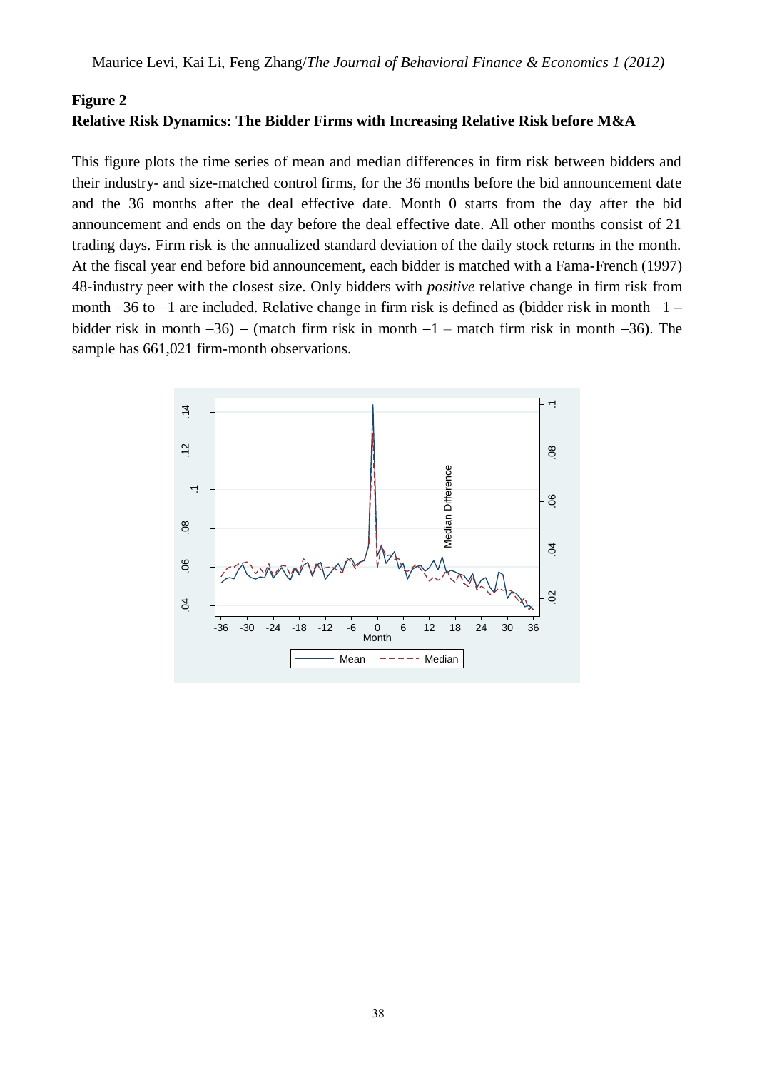**Figure 2**
**Relative Risk Dynamics: The Bidder Firms with Increasing Relative Risk before M&A**

This figure plots the time series of mean and median differences in firm risk between bidders and their industry- and size-matched control firms, for the 36 months before the bid announcement date and the 36 months after the deal effective date. Month 0 starts from the day after the bid announcement and ends on the day before the deal effective date. All other months consist of 21 trading days. Firm risk is the annualized standard deviation of the daily stock returns in the month. At the fiscal year end before bid announcement, each bidder is matched with a Fama-French (1997) 48-industry peer with the closest size. Only bidders with *positive* relative change in firm risk from month –36 to –1 are included. Relative change in firm risk is defined as (bidder risk in month –1 – bidder risk in month –36) – (match firm risk in month –1 – match firm risk in month –36). The sample has 661,021 firm-month observations.

.04 .06 .08 .1 .12 .14

.02 .04 .06 .08 .1

Median Difference

-36 -30 -24 -18 -12 -6 0 6 12 18 24 30 36

Month

Mean
Median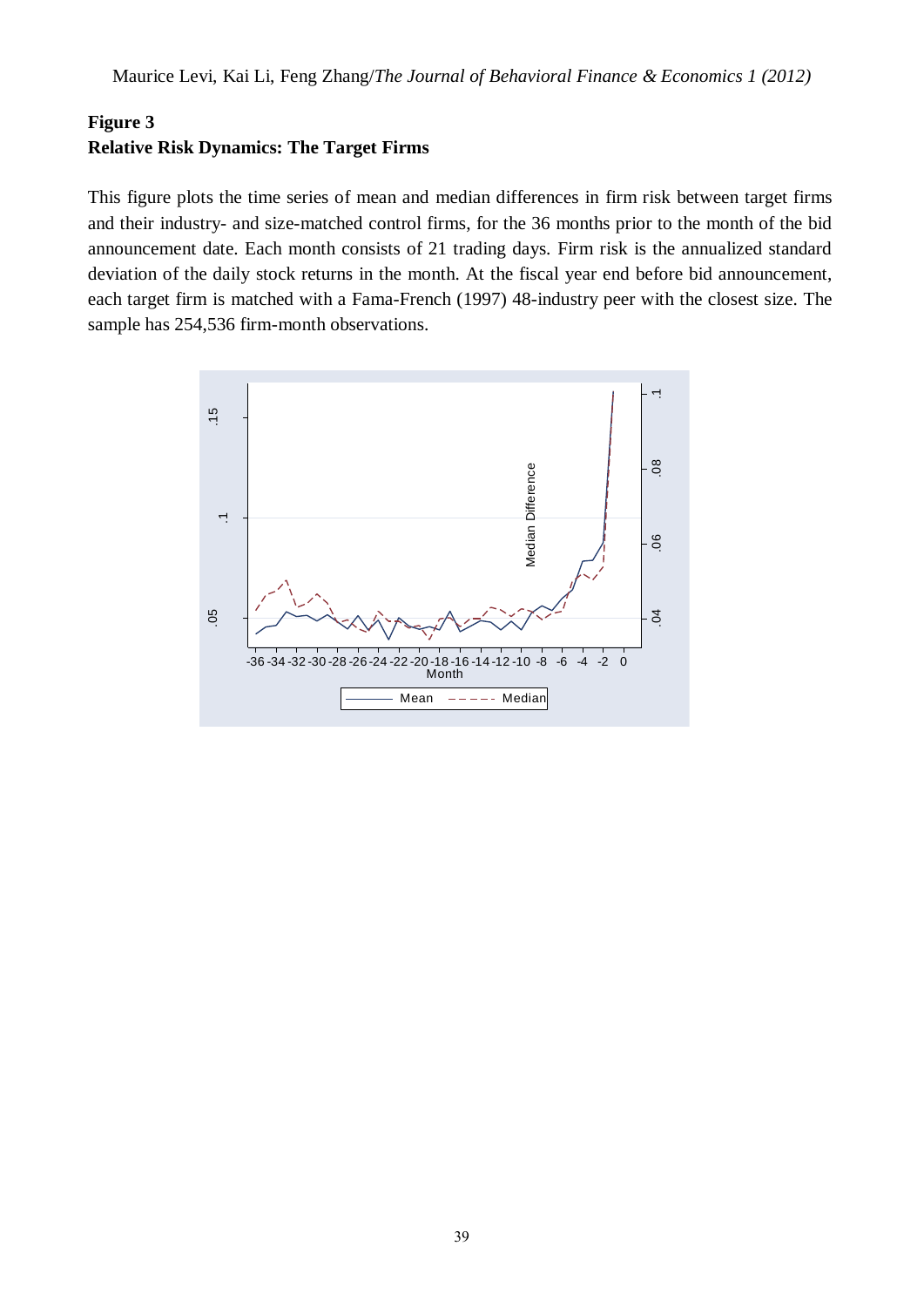**Figure 3**
**Relative Risk Dynamics: The Target Firms**

This figure plots the time series of mean and median differences in firm risk between target firms and their industry- and size-matched control firms, for the 36 months prior to the month of the bid announcement date. Each month consists of 21 trading days. Firm risk is the annualized standard deviation of the daily stock returns in the month. At the fiscal year end before bid announcement, each target firm is matched with a Fama-French (1997) 48-industry peer with the closest size. The sample has 254,536 firm-month observations.

.15
.1
.05

.1
.08
.06
.04

Median Difference

-36 -34 -32 -30 -28 -26 -24 -22 -20 -18 -16 -14 -12 -10 -8 -6 -4 -2 0
Month

Mean
Median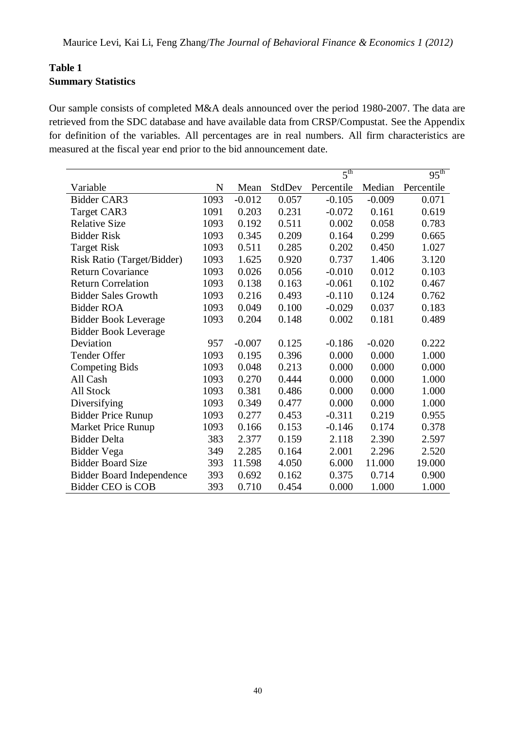**Table 1**
**Summary Statistics**

Our sample consists of completed M&A deals announced over the period 1980-2007. The data are retrieved from the SDC database and have available data from CRSP/Compustat. See the Appendix for definition of the variables. All percentages are in real numbers. All firm characteristics are measured at the fiscal year end prior to the bid announcement date.

| Variable | N | Mean | StdDev | 5th Percentile | Median | 95th Percentile |
|---|---|---|---|---|---|---|
| Bidder CAR3 | 1093 | -0.012 | 0.057 | -0.105 | -0.009 | 0.071 |
| Target CAR3 | 1091 | 0.203 | 0.231 | -0.072 | 0.161 | 0.619 |
| Relative Size | 1093 | 0.192 | 0.511 | 0.002 | 0.058 | 0.783 |
| Bidder Risk | 1093 | 0.345 | 0.209 | 0.164 | 0.299 | 0.665 |
| Target Risk | 1093 | 0.511 | 0.285 | 0.202 | 0.450 | 1.027 |
| Risk Ratio (Target/Bidder) | 1093 | 1.625 | 0.920 | 0.737 | 1.406 | 3.120 |
| Return Covariance | 1093 | 0.026 | 0.056 | -0.010 | 0.012 | 0.103 |
| Return Correlation | 1093 | 0.138 | 0.163 | -0.061 | 0.102 | 0.467 |
| Bidder Sales Growth | 1093 | 0.216 | 0.493 | -0.110 | 0.124 | 0.762 |
| Bidder ROA | 1093 | 0.049 | 0.100 | -0.029 | 0.037 | 0.183 |
| Bidder Book Leverage | 1093 | 0.204 | 0.148 | 0.002 | 0.181 | 0.489 |
| Bidder Book Leverage Deviation | 957 | -0.007 | 0.125 | -0.186 | -0.020 | 0.222 |
| Tender Offer | 1093 | 0.195 | 0.396 | 0.000 | 0.000 | 1.000 |
| Competing Bids | 1093 | 0.048 | 0.213 | 0.000 | 0.000 | 0.000 |
| All Cash | 1093 | 0.270 | 0.444 | 0.000 | 0.000 | 1.000 |
| All Stock | 1093 | 0.381 | 0.486 | 0.000 | 0.000 | 1.000 |
| Diversifying | 1093 | 0.349 | 0.477 | 0.000 | 0.000 | 1.000 |
| Bidder Price Runup | 1093 | 0.277 | 0.453 | -0.311 | 0.219 | 0.955 |
| Market Price Runup | 1093 | 0.166 | 0.153 | -0.146 | 0.174 | 0.378 |
| Bidder Delta | 383 | 2.377 | 0.159 | 2.118 | 2.390 | 2.597 |
| Bidder Vega | 349 | 2.285 | 0.164 | 2.001 | 2.296 | 2.520 |
| Bidder Board Size | 393 | 11.598 | 4.050 | 6.000 | 11.000 | 19.000 |
| Bidder Board Independence | 393 | 0.692 | 0.162 | 0.375 | 0.714 | 0.900 |
| Bidder CEO is COB | 393 | 0.710 | 0.454 | 0.000 | 1.000 | 1.000 |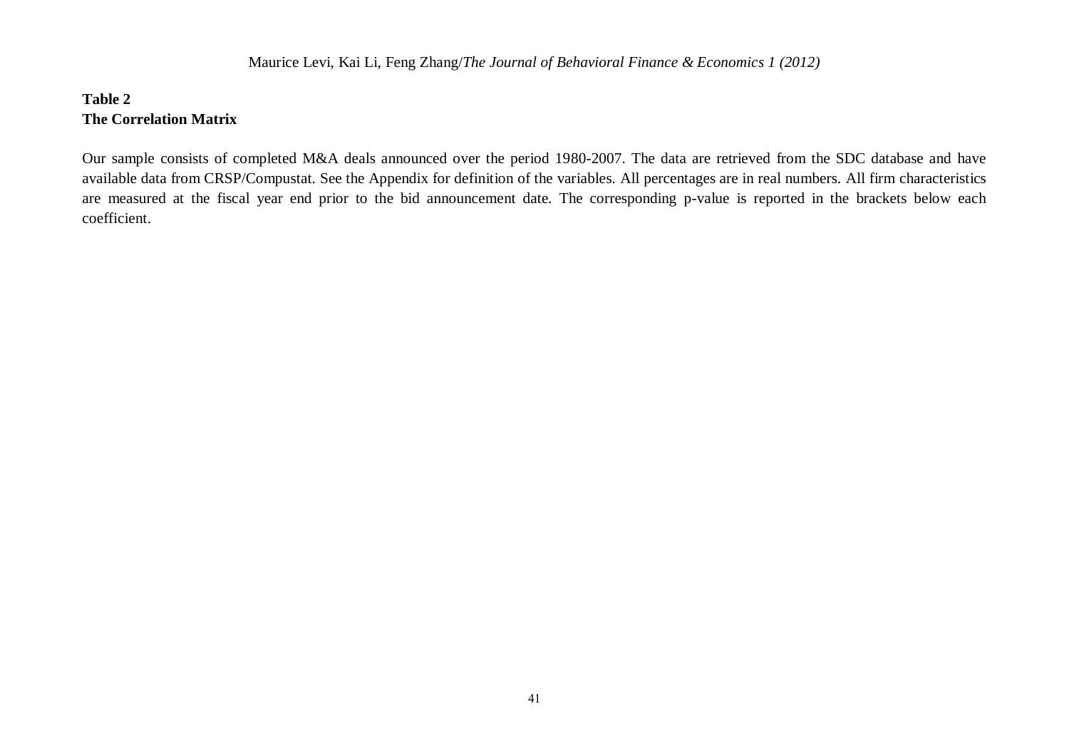**Table 2**
**The Correlation Matrix**

Our sample consists of completed M&A deals announced over the period 1980-2007. The data are retrieved from the SDC database and have available data from CRSP/Compustat. See the Appendix for definition of the variables. All percentages are in real numbers. All firm characteristics are measured at the fiscal year end prior to the bid announcement date. The corresponding p-value is reported in the brackets below each coefficient.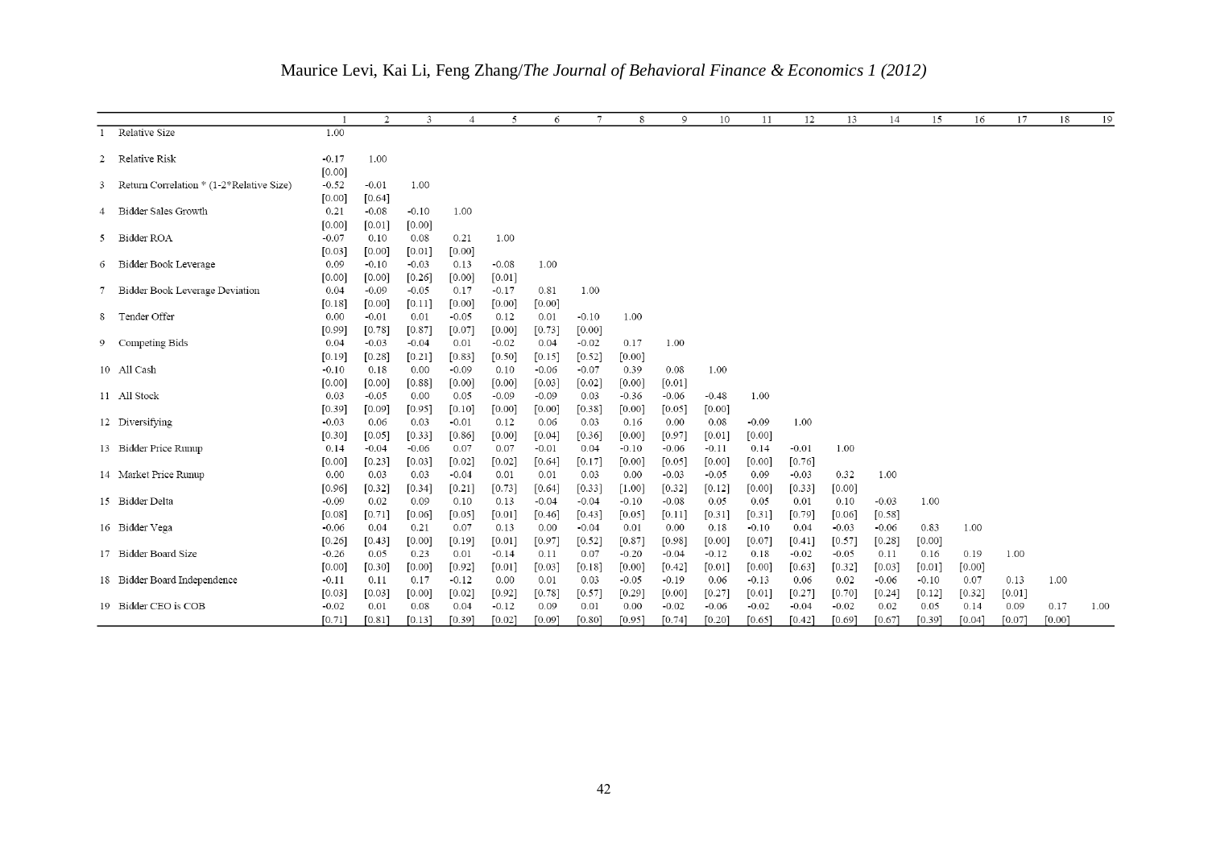| | | 1 | 2 | 3 | 4 | 5 | 6 | 7 | 8 | 9 | 10 | 11 | 12 | 13 | 14 | 15 | 16 | 17 | 18 | 19 |
|---|---|---|---|---|---|---|---|---|---|---|---|---|---|---|---|---|---|---|---|---|
| 1 | Relative Size | 1.00 | | | | | | | | | | | | | | | | | | |
| 2 | Relative Risk | -0.17 | 1.00 | | | | | | | | | | | | | | | | | |
| | | [0.00] | | | | | | | | | | | | | | | | | | |
| 3 | Return Correlation * (1-2*Relative Size) | -0.52 | -0.01 | 1.00 | | | | | | | | | | | | | | | | |
| | | [0.00] | [0.64] | | | | | | | | | | | | | | | | | |
| 4 | Bidder Sales Growth | 0.21 | -0.08 | -0.10 | 1.00 | | | | | | | | | | | | | | | |
| | | [0.00] | [0.01] | [0.00] | | | | | | | | | | | | | | | | |
| 5 | Bidder ROA | -0.07 | 0.10 | 0.08 | 0.21 | 1.00 | | | | | | | | | | | | | | |
| | | [0.03] | [0.00] | [0.01] | [0.00] | | | | | | | | | | | | | | | |
| 6 | Bidder Book Leverage | 0.09 | -0.10 | -0.03 | 0.13 | -0.08 | 1.00 | | | | | | | | | | | | | |
| | | [0.00] | [0.00] | [0.26] | [0.00] | [0.01] | | | | | | | | | | | | | | |
| 7 | Bidder Book Leverage Deviation | 0.04 | -0.09 | -0.05 | 0.17 | -0.17 | 0.81 | 1.00 | | | | | | | | | | | | |
| | | [0.18] | [0.00] | [0.11] | [0.00] | [0.00] | [0.00] | | | | | | | | | | | | | |
| 8 | Tender Offer | 0.00 | -0.01 | 0.01 | -0.05 | 0.12 | 0.01 | -0.10 | 1.00 | | | | | | | | | | | |
| | | [0.99] | [0.78] | [0.87] | [0.07] | [0.00] | [0.73] | [0.00] | | | | | | | | | | | | |
| 9 | Competing Bids | 0.04 | -0.03 | -0.04 | 0.01 | -0.02 | 0.04 | -0.02 | 0.17 | 1.00 | | | | | | | | | | |
| | | [0.19] | [0.28] | [0.21] | [0.83] | [0.50] | [0.15] | [0.52] | [0.00] | | | | | | | | | | | |
| 10 | All Cash | -0.10 | 0.18 | 0.00 | -0.09 | 0.10 | -0.06 | -0.07 | 0.39 | 0.08 | 1.00 | | | | | | | | | |
| | | [0.00] | [0.00] | [0.88] | [0.00] | [0.00] | [0.03] | [0.02] | [0.00] | [0.01] | | | | | | | | | | |
| 11 | All Stock | 0.03 | -0.05 | 0.00 | 0.05 | -0.09 | -0.09 | 0.03 | -0.36 | -0.06 | -0.48 | 1.00 | | | | | | | | |
| | | [0.39] | [0.09] | [0.95] | [0.10] | [0.00] | [0.00] | [0.38] | [0.00] | [0.05] | [0.00] | | | | | | | | | |
| 12 | Diversifying | -0.03 | 0.06 | 0.03 | -0.01 | 0.12 | 0.06 | 0.03 | 0.16 | 0.00 | 0.08 | -0.09 | 1.00 | | | | | | | |
| | | [0.30] | [0.05] | [0.33] | [0.86] | [0.00] | [0.04] | [0.36] | [0.00] | [0.97] | [0.01] | [0.00] | | | | | | | | |
| 13 | Bidder Price Runup | 0.14 | -0.04 | -0.06 | 0.07 | 0.07 | -0.01 | 0.04 | -0.10 | -0.06 | -0.11 | 0.14 | -0.01 | 1.00 | | | | | | |
| | | [0.00] | [0.23] | [0.03] | [0.02] | [0.02] | [0.64] | [0.17] | [0.00] | [0.05] | [0.00] | [0.00] | [0.76] | | | | | | | |
| 14 | Market Price Runup | 0.00 | 0.03 | 0.03 | -0.04 | 0.01 | 0.01 | 0.03 | 0.00 | -0.03 | -0.05 | 0.09 | -0.03 | 0.32 | 1.00 | | | | | |
| | | [0.96] | [0.32] | [0.34] | [0.21] | [0.73] | [0.64] | [0.33] | [1.00] | [0.32] | [0.12] | [0.00] | [0.33] | [0.00] | | | | | | |
| 15 | Bidder Delta | -0.09 | 0.02 | 0.09 | 0.10 | 0.13 | -0.04 | -0.04 | -0.10 | -0.08 | 0.05 | 0.05 | 0.01 | 0.10 | -0.03 | 1.00 | | | | |
| | | [0.08] | [0.71] | [0.06] | [0.05] | [0.01] | [0.46] | [0.43] | [0.05] | [0.11] | [0.31] | [0.31] | [0.79] | [0.06] | [0.58] | | | | | |
| 16 | Bidder Vega | -0.06 | 0.04 | 0.21 | 0.07 | 0.13 | 0.00 | -0.04 | 0.01 | 0.00 | 0.18 | -0.10 | 0.04 | -0.03 | -0.06 | 0.83 | 1.00 | | | |
| | | [0.26] | [0.43] | [0.00] | [0.19] | [0.01] | [0.97] | [0.52] | [0.87] | [0.98] | [0.00] | [0.07] | [0.41] | [0.57] | [0.28] | [0.00] | | | | |
| 17 | Bidder Board Size | -0.26 | 0.05 | 0.23 | 0.01 | -0.14 | 0.11 | 0.07 | -0.20 | -0.04 | -0.12 | 0.18 | -0.02 | -0.05 | 0.11 | 0.16 | 0.19 | 1.00 | | |
| | | [0.00] | [0.30] | [0.00] | [0.92] | [0.01] | [0.03] | [0.18] | [0.00] | [0.42] | [0.01] | [0.00] | [0.63] | [0.32] | [0.03] | [0.01] | [0.00] | | | |
| 18 | Bidder Board Independence | -0.11 | 0.11 | 0.17 | -0.12 | 0.00 | 0.01 | 0.03 | -0.05 | -0.19 | 0.06 | -0.13 | 0.06 | 0.02 | -0.06 | -0.10 | 0.07 | 0.13 | 1.00 | |
| | | [0.03] | [0.03] | [0.00] | [0.02] | [0.92] | [0.78] | [0.57] | [0.29] | [0.00] | [0.27] | [0.01] | [0.27] | [0.70] | [0.24] | [0.12] | [0.32] | [0.01] | | |
| 19 | Bidder CEO is COB | -0.02 | 0.01 | 0.08 | 0.04 | -0.12 | 0.09 | 0.01 | 0.00 | -0.02 | -0.06 | -0.02 | -0.04 | -0.02 | 0.02 | 0.05 | 0.14 | 0.09 | 0.17 | 1.00 |
| | | [0.71] | [0.81] | [0.13] | [0.39] | [0.02] | [0.09] | [0.80] | [0.95] | [0.74] | [0.20] | [0.65] | [0.42] | [0.69] | [0.67] | [0.39] | [0.04] | [0.07] | [0.00] | |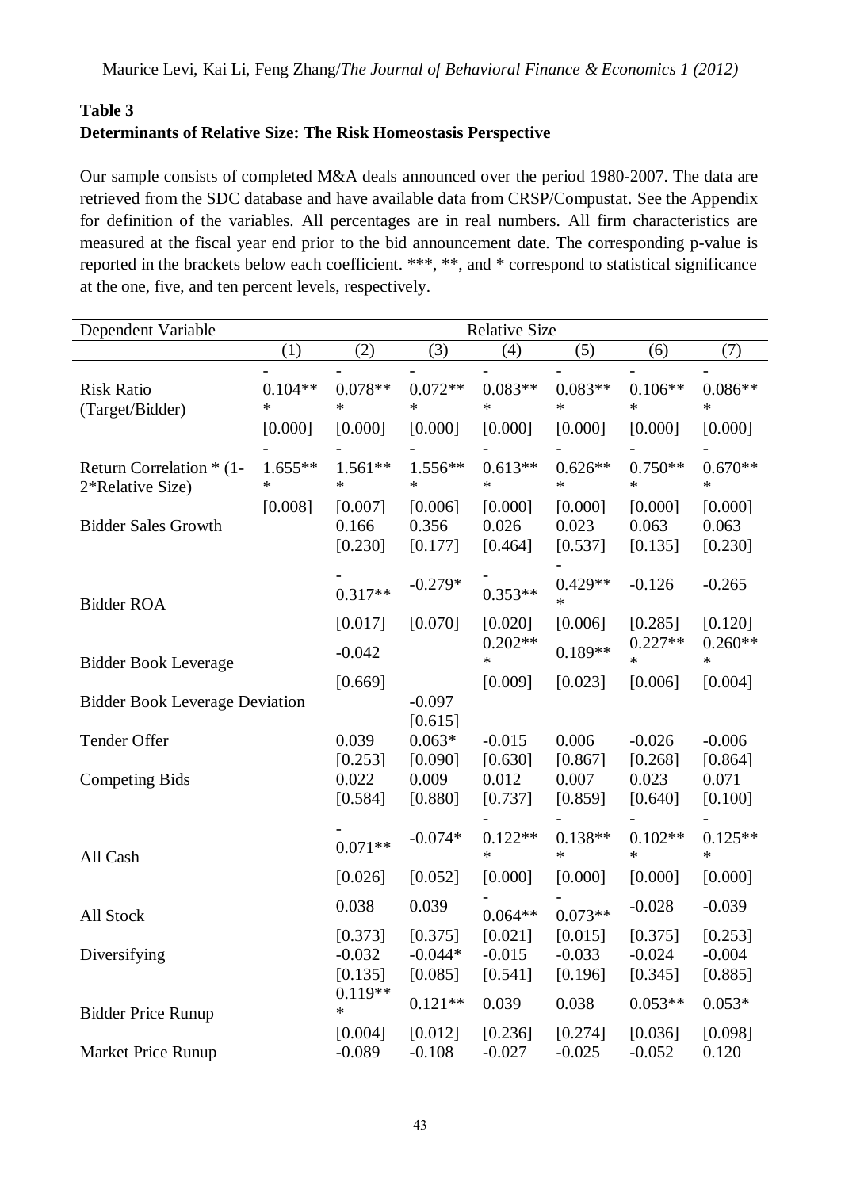**Table 3**
**Determinants of Relative Size: The Risk Homeostasis Perspective**

Our sample consists of completed M&A deals announced over the period 1980-2007. The data are retrieved from the SDC database and have available data from CRSP/Compustat. See the Appendix for definition of the variables. All percentages are in real numbers. All firm characteristics are measured at the fiscal year end prior to the bid announcement date. The corresponding p-value is reported in the brackets below each coefficient. ***, **, and * correspond to statistical significance at the one, five, and ten percent levels, respectively.

| Dependent Variable | Relative Size | | | | | | |
|---|---|---|---|---|---|---|---|
| | (1) | (2) | (3) | (4) | (5) | (6) | (7) |
| Risk Ratio (Target/Bidder) | -0.104*** | -0.078*** | -0.072*** | -0.083*** | -0.083*** | -0.106*** | -0.086*** |
| | [0.000] | [0.000] | [0.000] | [0.000] | [0.000] | [0.000] | [0.000] |
| Return Correlation * (1-2*Relative Size) | -1.655*** | -1.561*** | -1.556*** | -0.613*** | -0.626*** | -0.750*** | -0.670*** |
| | [0.008] | [0.007] | [0.006] | [0.000] | [0.000] | [0.000] | [0.000] |
| Bidder Sales Growth | | 0.166 | 0.356 | 0.026 | 0.023 | 0.063 | 0.063 |
| | | [0.230] | [0.177] | [0.464] | [0.537] | [0.135] | [0.230] |
| Bidder ROA | | -0.317** | -0.279* | -0.353** | -0.429*** | -0.126 | -0.265 |
| | | [0.017] | [0.070] | [0.020] | [0.006] | [0.285] | [0.120] |
| Bidder Book Leverage | | -0.042 | | 0.202*** | 0.189** | 0.227*** | 0.260*** |
| | | [0.669] | | [0.009] | [0.023] | [0.006] | [0.004] |
| Bidder Book Leverage Deviation | | | -0.097 | | | | |
| | | | [0.615] | | | | |
| Tender Offer | | 0.039 | 0.063* | -0.015 | 0.006 | -0.026 | -0.006 |
| | | [0.253] | [0.090] | [0.630] | [0.867] | [0.268] | [0.864] |
| Competing Bids | | 0.022 | 0.009 | 0.012 | 0.007 | 0.023 | 0.071 |
| | | [0.584] | [0.880] | [0.737] | [0.859] | [0.640] | [0.100] |
| All Cash | | -0.071** | -0.074* | -0.122*** | -0.138*** | -0.102*** | -0.125*** |
| | | [0.026] | [0.052] | [0.000] | [0.000] | [0.000] | [0.000] |
| All Stock | | 0.038 | 0.039 | -0.064** | -0.073** | -0.028 | -0.039 |
| | | [0.373] | [0.375] | [0.021] | [0.015] | [0.375] | [0.253] |
| Diversifying | | -0.032 | -0.044* | -0.015 | -0.033 | -0.024 | -0.004 |
| | | [0.135] | [0.085] | [0.541] | [0.196] | [0.345] | [0.885] |
| Bidder Price Runup | | 0.119*** | 0.121** | 0.039 | 0.038 | 0.053** | 0.053* |
| | | [0.004] | [0.012] | [0.236] | [0.274] | [0.036] | [0.098] |
| Market Price Runup | | -0.089 | -0.108 | -0.027 | -0.025 | -0.052 | 0.120 |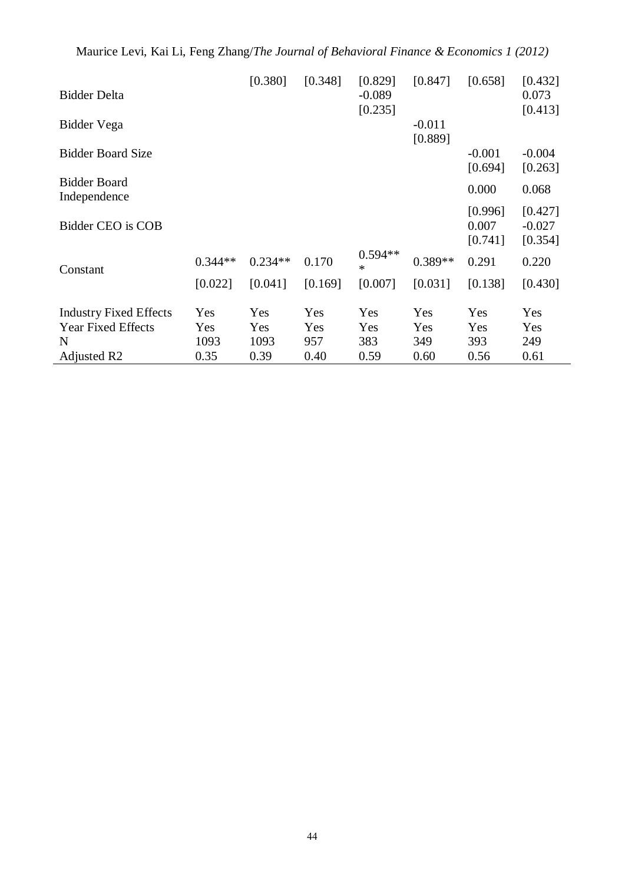| | | | | | | | |
|---|---|---|---|---|---|---|---|
| | | [0.380] | [0.348] | [0.829] | [0.847] | [0.658] | [0.432] |
| Bidder Delta | | | | -0.089 | | | 0.073 |
| | | | | [0.235] | | | [0.413] |
| Bidder Vega | | | | | -0.011 | | |
| | | | | | [0.889] | | |
| Bidder Board Size | | | | | | -0.001 | -0.004 |
| | | | | | | [0.694] | [0.263] |
| Bidder Board Independence | | | | | | 0.000 | 0.068 |
| | | | | | | [0.996] | [0.427] |
| Bidder CEO is COB | | | | | | 0.007 | -0.027 |
| | | | | | | [0.741] | [0.354] |
| Constant | 0.344** | 0.234** | 0.170 | 0.594*** | 0.389** | 0.291 | 0.220 |
| | [0.022] | [0.041] | [0.169] | [0.007] | [0.031] | [0.138] | [0.430] |
| Industry Fixed Effects | Yes | Yes | Yes | Yes | Yes | Yes | Yes |
| Year Fixed Effects | Yes | Yes | Yes | Yes | Yes | Yes | Yes |
| N | 1093 | 1093 | 957 | 383 | 349 | 393 | 249 |
| Adjusted R2 | 0.35 | 0.39 | 0.40 | 0.59 | 0.60 | 0.56 | 0.61 |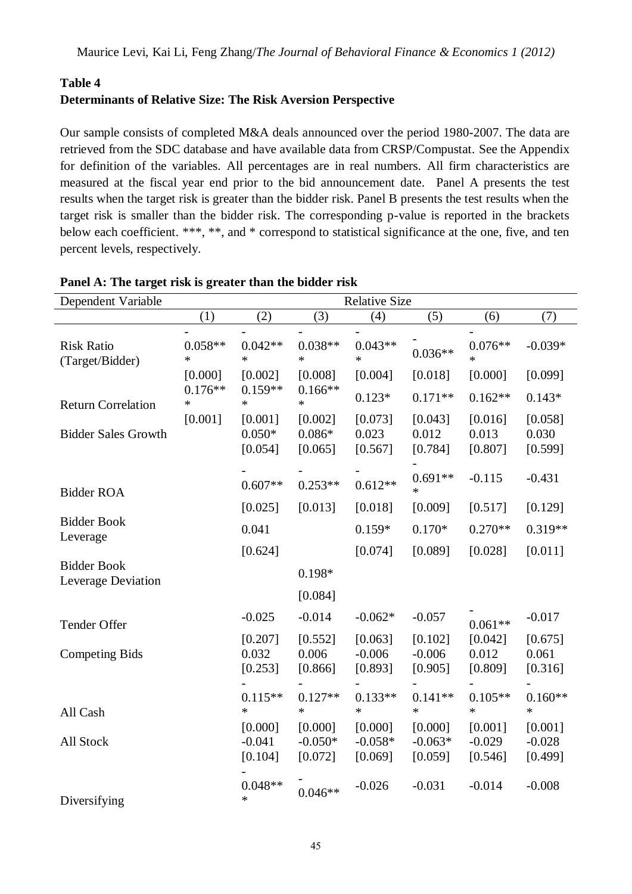**Table 4**
**Determinants of Relative Size: The Risk Aversion Perspective**

Our sample consists of completed M&A deals announced over the period 1980-2007. The data are retrieved from the SDC database and have available data from CRSP/Compustat. See the Appendix for definition of the variables. All percentages are in real numbers. All firm characteristics are measured at the fiscal year end prior to the bid announcement date. Panel A presents the test results when the target risk is greater than the bidder risk. Panel B presents the test results when the target risk is smaller than the bidder risk. The corresponding p-value is reported in the brackets below each coefficient. ***, **, and * correspond to statistical significance at the one, five, and ten percent levels, respectively.

**Panel A: The target risk is greater than the bidder risk**

| Dependent Variable | Relative Size | | | | | | |
|---|---|---|---|---|---|---|---|
| | (1) | (2) | (3) | (4) | (5) | (6) | (7) |
| Risk Ratio (Target/Bidder) | -0.058*** | -0.042*** | -0.038*** | -0.043*** | -0.036** | -0.076*** | -0.039* |
| | [0.000] | [0.002] | [0.008] | [0.004] | [0.018] | [0.000] | [0.099] |
| Return Correlation | 0.176*** | 0.159*** | 0.166*** | 0.123* | 0.171** | 0.162** | 0.143* |
| | [0.001] | [0.001] | [0.002] | [0.073] | [0.043] | [0.016] | [0.058] |
| Bidder Sales Growth | | 0.050* | 0.086* | 0.023 | 0.012 | 0.013 | 0.030 |
| | | [0.054] | [0.065] | [0.567] | [0.784] | [0.807] | [0.599] |
| Bidder ROA | | -0.607** | -0.253** | -0.612** | -0.691*** | -0.115 | -0.431 |
| | | [0.025] | [0.013] | [0.018] | [0.009] | [0.517] | [0.129] |
| Bidder Book Leverage | | 0.041 | | 0.159* | 0.170* | 0.270** | 0.319** |
| | | [0.624] | | [0.074] | [0.089] | [0.028] | [0.011] |
| Bidder Book Leverage Deviation | | | 0.198* | | | | |
| | | | [0.084] | | | | |
| Tender Offer | | -0.025 | -0.014 | -0.062* | -0.057 | -0.061** | -0.017 |
| | | [0.207] | [0.552] | [0.063] | [0.102] | [0.042] | [0.675] |
| Competing Bids | | 0.032 | 0.006 | -0.006 | -0.006 | 0.012 | 0.061 |
| | | [0.253] | [0.866] | [0.893] | [0.905] | [0.809] | [0.316] |
| All Cash | | -0.115*** | -0.127*** | -0.133*** | -0.141*** | -0.105*** | -0.160*** |
| | | [0.000] | [0.000] | [0.000] | [0.000] | [0.001] | [0.001] |
| All Stock | | -0.041 | -0.050* | -0.058* | -0.063* | -0.029 | -0.028 |
| | | [0.104] | [0.072] | [0.069] | [0.059] | [0.546] | [0.499] |
| Diversifying | | -0.048*** | -0.046** | -0.026 | -0.031 | -0.014 | -0.008 |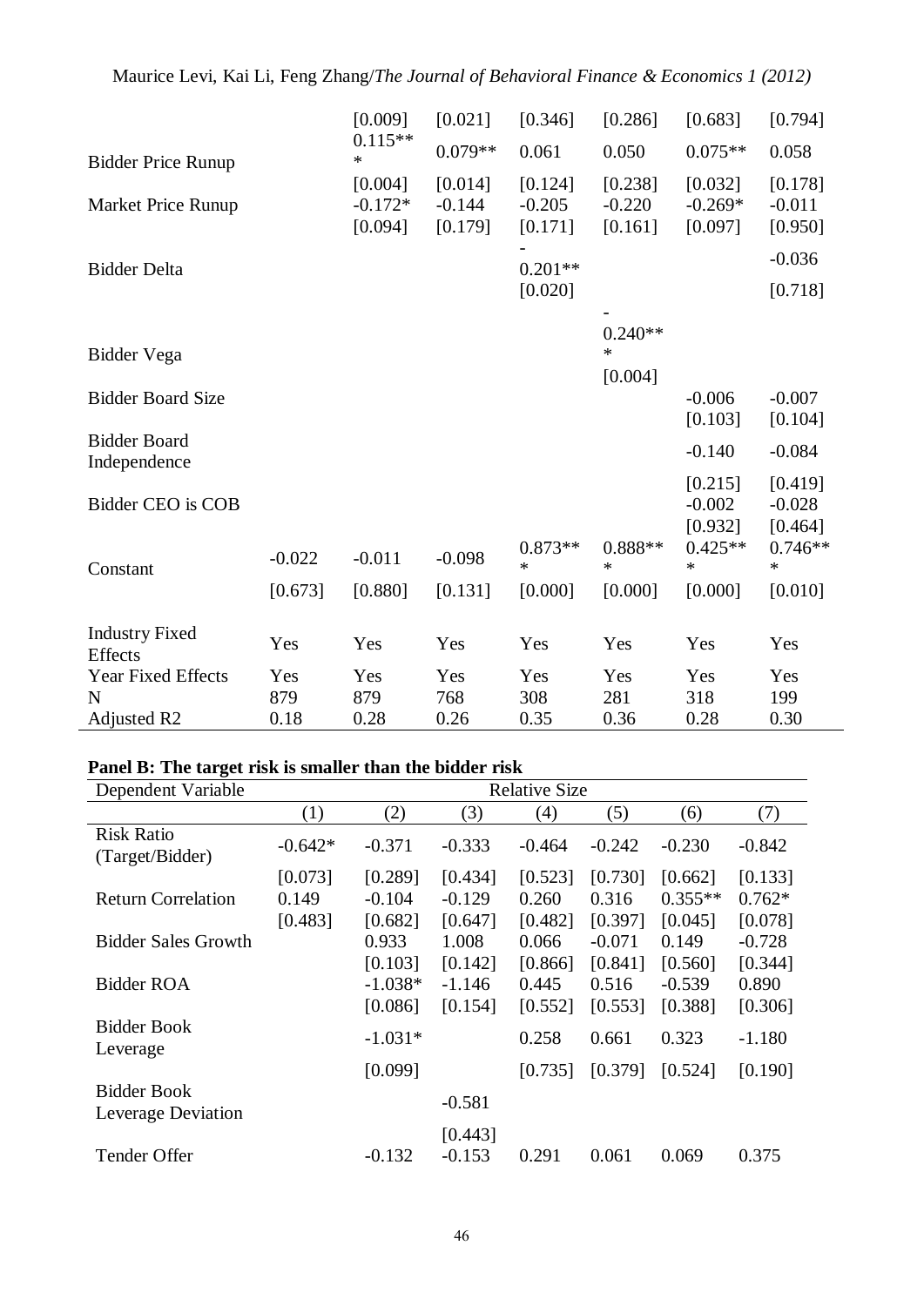| | (1) | (2) | (3) | (4) | (5) | (6) | (7) |
|---|---|---|---|---|---|---|---|
| | | [0.009] | [0.021] | [0.346] | [0.286] | [0.683] | [0.794] |
| Bidder Price Runup | | 0.115*** | 0.079** | 0.061 | 0.050 | 0.075** | 0.058 |
| | | [0.004] | [0.014] | [0.124] | [0.238] | [0.032] | [0.178] |
| Market Price Runup | | -0.172* | -0.144 | -0.205 | -0.220 | -0.269* | -0.011 |
| | | [0.094] | [0.179] | [0.171] | [0.161] | [0.097] | [0.950] |
| Bidder Delta | | | | -0.201** | | | -0.036 |
| | | | | [0.020] | | | [0.718] |
| Bidder Vega | | | | | -0.240*** | | |
| | | | | | [0.004] | | |
| Bidder Board Size | | | | | | -0.006 | -0.007 |
| | | | | | | [0.103] | [0.104] |
| Bidder Board Independence | | | | | | -0.140 | -0.084 |
| | | | | | | [0.215] | [0.419] |
| Bidder CEO is COB | | | | | | -0.002 | -0.028 |
| | | | | | | [0.932] | [0.464] |
| Constant | -0.022 | -0.011 | -0.098 | 0.873*** | 0.888*** | 0.425*** | 0.746*** |
| | [0.673] | [0.880] | [0.131] | [0.000] | [0.000] | [0.000] | [0.010] |
| Industry Fixed Effects | Yes | Yes | Yes | Yes | Yes | Yes | Yes |
| Year Fixed Effects | Yes | Yes | Yes | Yes | Yes | Yes | Yes |
| N | 879 | 879 | 768 | 308 | 281 | 318 | 199 |
| Adjusted R2 | 0.18 | 0.28 | 0.26 | 0.35 | 0.36 | 0.28 | 0.30 |

**Panel B: The target risk is smaller than the bidder risk**

| Dependent Variable | Relative Size | | | | | | |
|---|---|---|---|---|---|---|---|
| | (1) | (2) | (3) | (4) | (5) | (6) | (7) |
| Risk Ratio (Target/Bidder) | -0.642* | -0.371 | -0.333 | -0.464 | -0.242 | -0.230 | -0.842 |
| | [0.073] | [0.289] | [0.434] | [0.523] | [0.730] | [0.662] | [0.133] |
| Return Correlation | 0.149 | -0.104 | -0.129 | 0.260 | 0.316 | 0.355** | 0.762* |
| | [0.483] | [0.682] | [0.647] | [0.482] | [0.397] | [0.045] | [0.078] |
| Bidder Sales Growth | | 0.933 | 1.008 | 0.066 | -0.071 | 0.149 | -0.728 |
| | | [0.103] | [0.142] | [0.866] | [0.841] | [0.560] | [0.344] |
| Bidder ROA | | -1.038* | -1.146 | 0.445 | 0.516 | -0.539 | 0.890 |
| | | [0.086] | [0.154] | [0.552] | [0.553] | [0.388] | [0.306] |
| Bidder Book Leverage | | -1.031* | | 0.258 | 0.661 | 0.323 | -1.180 |
| | | [0.099] | | [0.735] | [0.379] | [0.524] | [0.190] |
| Bidder Book Leverage Deviation | | | -0.581 | | | | |
| | | | [0.443] | | | | |
| Tender Offer | | -0.132 | -0.153 | 0.291 | 0.061 | 0.069 | 0.375 |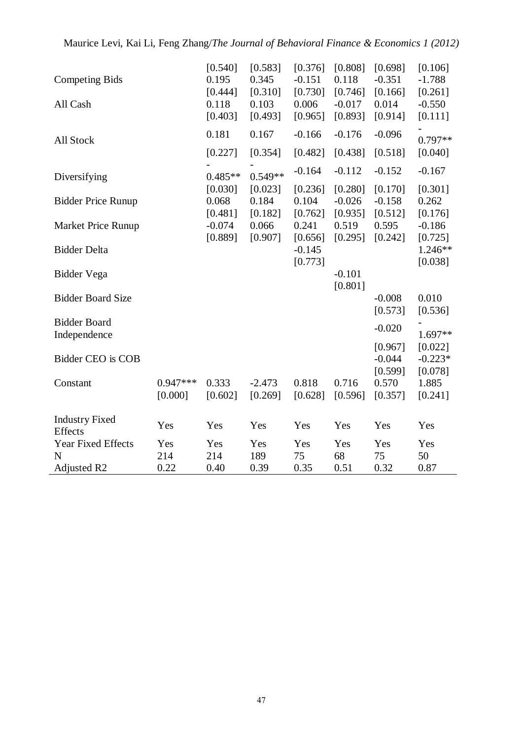| | | | | | | | |
|---|---|---|---|---|---|---|---|
| | | [0.540] | [0.583] | [0.376] | [0.808] | [0.698] | [0.106] |
| Competing Bids | | 0.195 | 0.345 | -0.151 | 0.118 | -0.351 | -1.788 |
| | | [0.444] | [0.310] | [0.730] | [0.746] | [0.166] | [0.261] |
| All Cash | | 0.118 | 0.103 | 0.006 | -0.017 | 0.014 | -0.550 |
| | | [0.403] | [0.493] | [0.965] | [0.893] | [0.914] | [0.111] |
| All Stock | | 0.181 | 0.167 | -0.166 | -0.176 | -0.096 | -0.797** |
| | | [0.227] | [0.354] | [0.482] | [0.438] | [0.518] | [0.040] |
| Diversifying | | -0.485** | -0.549** | -0.164 | -0.112 | -0.152 | -0.167 |
| | | [0.030] | [0.023] | [0.236] | [0.280] | [0.170] | [0.301] |
| Bidder Price Runup | | 0.068 | 0.184 | 0.104 | -0.026 | -0.158 | 0.262 |
| | | [0.481] | [0.182] | [0.762] | [0.935] | [0.512] | [0.176] |
| Market Price Runup | | -0.074 | 0.066 | 0.241 | 0.519 | 0.595 | -0.186 |
| | | [0.889] | [0.907] | [0.656] | [0.295] | [0.242] | [0.725] |
| Bidder Delta | | | | -0.145 | | | 1.246** |
| | | | | [0.773] | | | [0.038] |
| Bidder Vega | | | | | -0.101 | | |
| | | | | | [0.801] | | |
| Bidder Board Size | | | | | | -0.008 | 0.010 |
| | | | | | | [0.573] | [0.536] |
| Bidder Board Independence | | | | | | -0.020 | -1.697** |
| | | | | | | [0.967] | [0.022] |
| Bidder CEO is COB | | | | | | -0.044 | -0.223* |
| | | | | | | [0.599] | [0.078] |
| Constant | 0.947*** | 0.333 | -2.473 | 0.818 | 0.716 | 0.570 | 1.885 |
| | [0.000] | [0.602] | [0.269] | [0.628] | [0.596] | [0.357] | [0.241] |
| Industry Fixed Effects | Yes | Yes | Yes | Yes | Yes | Yes | Yes |
| Year Fixed Effects | Yes | Yes | Yes | Yes | Yes | Yes | Yes |
| N | 214 | 214 | 189 | 75 | 68 | 75 | 50 |
| Adjusted R2 | 0.22 | 0.40 | 0.39 | 0.35 | 0.51 | 0.32 | 0.87 |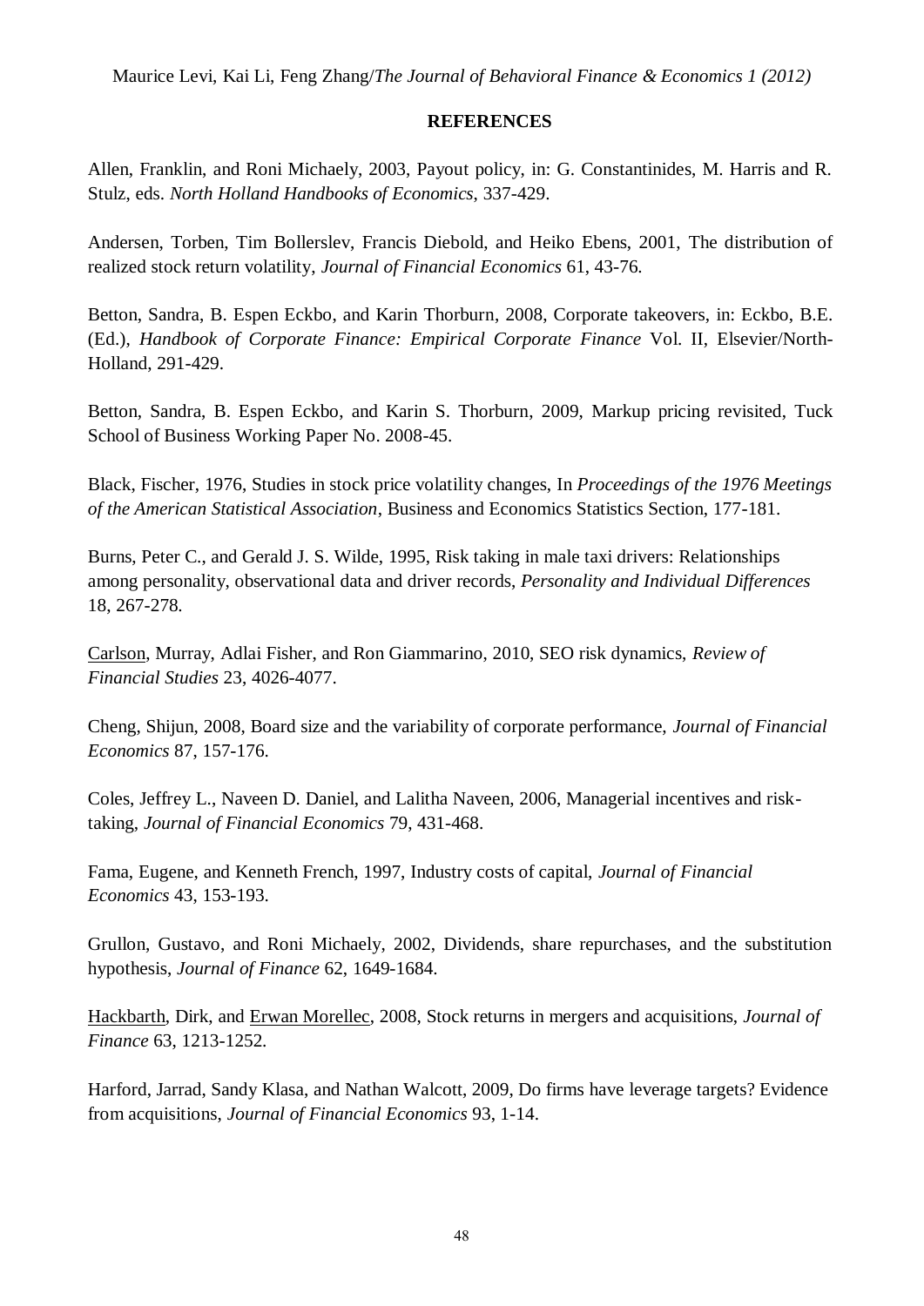**REFERENCES**

Allen, Franklin, and Roni Michaely, 2003, Payout policy, in: G. Constantinides, M. Harris and R. Stulz, eds. *North Holland Handbooks of Economics*, 337-429.

Andersen, Torben, Tim Bollerslev, Francis Diebold, and Heiko Ebens, 2001, The distribution of realized stock return volatility, *Journal of Financial Economics* 61, 43-76.

Betton, Sandra, B. Espen Eckbo, and Karin Thorburn, 2008, Corporate takeovers, in: Eckbo, B.E. (Ed.), *Handbook of Corporate Finance: Empirical Corporate Finance* Vol. II, Elsevier/North-Holland, 291-429.

Betton, Sandra, B. Espen Eckbo, and Karin S. Thorburn, 2009, Markup pricing revisited, Tuck School of Business Working Paper No. 2008-45.

Black, Fischer, 1976, Studies in stock price volatility changes, In *Proceedings of the 1976 Meetings of the American Statistical Association*, Business and Economics Statistics Section, 177-181.

Burns, Peter C., and Gerald J. S. Wilde, 1995, Risk taking in male taxi drivers: Relationships among personality, observational data and driver records, *Personality and Individual Differences* 18, 267-278.

Carlson, Murray, Adlai Fisher, and Ron Giammarino, 2010, SEO risk dynamics, *Review of Financial Studies* 23, 4026-4077.

Cheng, Shijun, 2008, Board size and the variability of corporate performance, *Journal of Financial Economics* 87, 157-176.

Coles, Jeffrey L., Naveen D. Daniel, and Lalitha Naveen, 2006, Managerial incentives and risk-taking, *Journal of Financial Economics* 79, 431-468.

Fama, Eugene, and Kenneth French, 1997, Industry costs of capital, *Journal of Financial Economics* 43, 153-193.

Grullon, Gustavo, and Roni Michaely, 2002, Dividends, share repurchases, and the substitution hypothesis, *Journal of Finance* 62, 1649-1684.

Hackbarth, Dirk, and Erwan Morellec, 2008, Stock returns in mergers and acquisitions, *Journal of Finance* 63, 1213-1252.

Harford, Jarrad, Sandy Klasa, and Nathan Walcott, 2009, Do firms have leverage targets? Evidence from acquisitions, *Journal of Financial Economics* 93, 1-14.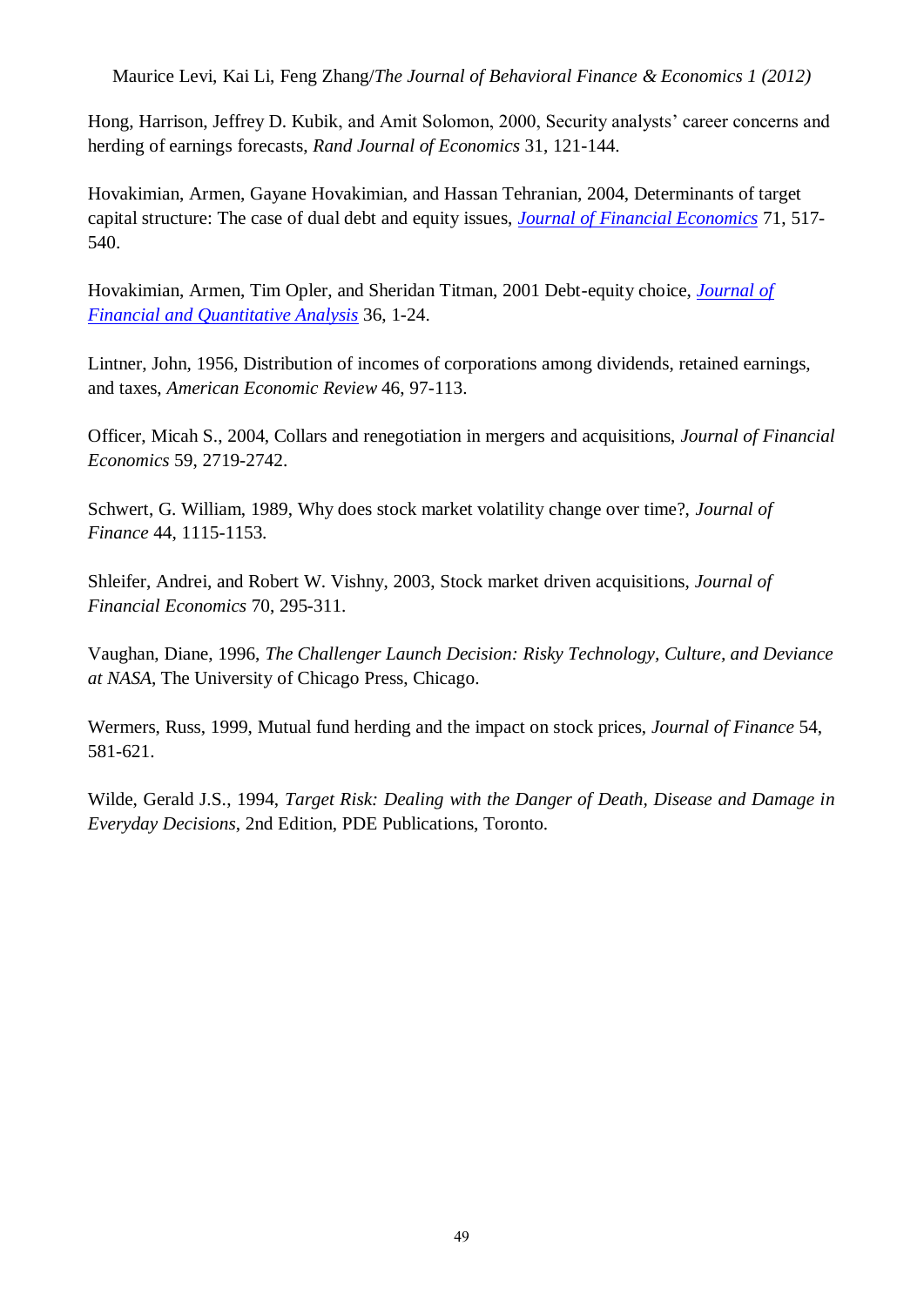Hong, Harrison, Jeffrey D. Kubik, and Amit Solomon, 2000, Security analysts' career concerns and herding of earnings forecasts, *Rand Journal of Economics* 31, 121-144.

Hovakimian, Armen, Gayane Hovakimian, and Hassan Tehranian, 2004, Determinants of target capital structure: The case of dual debt and equity issues, *Journal of Financial Economics* 71, 517-540.

Hovakimian, Armen, Tim Opler, and Sheridan Titman, 2001 Debt-equity choice, *Journal of Financial and Quantitative Analysis* 36, 1-24.

Lintner, John, 1956, Distribution of incomes of corporations among dividends, retained earnings, and taxes, *American Economic Review* 46, 97-113.

Officer, Micah S., 2004, Collars and renegotiation in mergers and acquisitions, *Journal of Financial Economics* 59, 2719-2742.

Schwert, G. William, 1989, Why does stock market volatility change over time?, *Journal of Finance* 44, 1115-1153.

Shleifer, Andrei, and Robert W. Vishny, 2003, Stock market driven acquisitions, *Journal of Financial Economics* 70, 295-311.

Vaughan, Diane, 1996, *The Challenger Launch Decision: Risky Technology, Culture, and Deviance at NASA*, The University of Chicago Press, Chicago.

Wermers, Russ, 1999, Mutual fund herding and the impact on stock prices, *Journal of Finance* 54, 581-621.

Wilde, Gerald J.S., 1994, *Target Risk: Dealing with the Danger of Death, Disease and Damage in Everyday Decisions*, 2nd Edition, PDE Publications, Toronto.